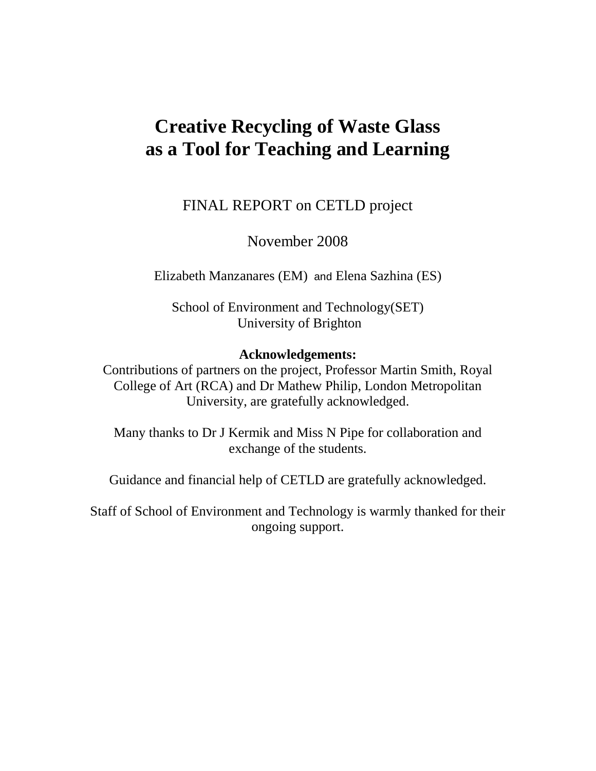# Creative Recycling of Waste Glass as a Tool for Teaching and Learning

FINAL REPORT on CETLD project

November 2008

Elizabeth Manzanares (EM) and Elena Sazhina (ES)

School of Environment and Technology(SET)
University of Brighton

**Acknowledgements:**

Contributions of partners on the project, Professor Martin Smith, Royal College of Art (RCA) and Dr Mathew Philip, London Metropolitan University, are gratefully acknowledged.

Many thanks to Dr J Kermik and Miss N Pipe for collaboration and exchange of the students.

Guidance and financial help of CETLD are gratefully acknowledged.

Staff of School of Environment and Technology is warmly thanked for their ongoing support.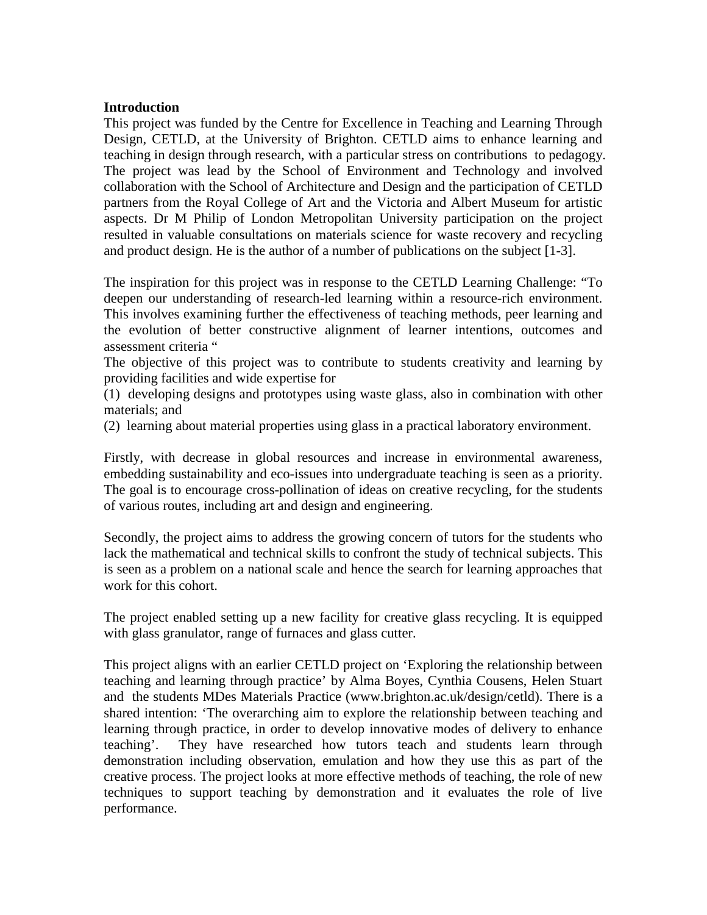## Introduction

This project was funded by the Centre for Excellence in Teaching and Learning Through Design, CETLD, at the University of Brighton. CETLD aims to enhance learning and teaching in design through research, with a particular stress on contributions to pedagogy. The project was lead by the School of Environment and Technology and involved collaboration with the School of Architecture and Design and the participation of CETLD partners from the Royal College of Art and the Victoria and Albert Museum for artistic aspects. Dr M Philip of London Metropolitan University participation on the project resulted in valuable consultations on materials science for waste recovery and recycling and product design. He is the author of a number of publications on the subject [1-3].

The inspiration for this project was in response to the CETLD Learning Challenge: "To deepen our understanding of research-led learning within a resource-rich environment. This involves examining further the effectiveness of teaching methods, peer learning and the evolution of better constructive alignment of learner intentions, outcomes and assessment criteria "

The objective of this project was to contribute to students creativity and learning by providing facilities and wide expertise for

(1) developing designs and prototypes using waste glass, also in combination with other materials; and

(2) learning about material properties using glass in a practical laboratory environment.

Firstly, with decrease in global resources and increase in environmental awareness, embedding sustainability and eco-issues into undergraduate teaching is seen as a priority. The goal is to encourage cross-pollination of ideas on creative recycling, for the students of various routes, including art and design and engineering.

Secondly, the project aims to address the growing concern of tutors for the students who lack the mathematical and technical skills to confront the study of technical subjects. This is seen as a problem on a national scale and hence the search for learning approaches that work for this cohort.

The project enabled setting up a new facility for creative glass recycling. It is equipped with glass granulator, range of furnaces and glass cutter.

This project aligns with an earlier CETLD project on 'Exploring the relationship between teaching and learning through practice' by Alma Boyes, Cynthia Cousens, Helen Stuart and the students MDes Materials Practice (www.brighton.ac.uk/design/cetld). There is a shared intention: 'The overarching aim to explore the relationship between teaching and learning through practice, in order to develop innovative modes of delivery to enhance teaching'. They have researched how tutors teach and students learn through demonstration including observation, emulation and how they use this as part of the creative process. The project looks at more effective methods of teaching, the role of new techniques to support teaching by demonstration and it evaluates the role of live performance.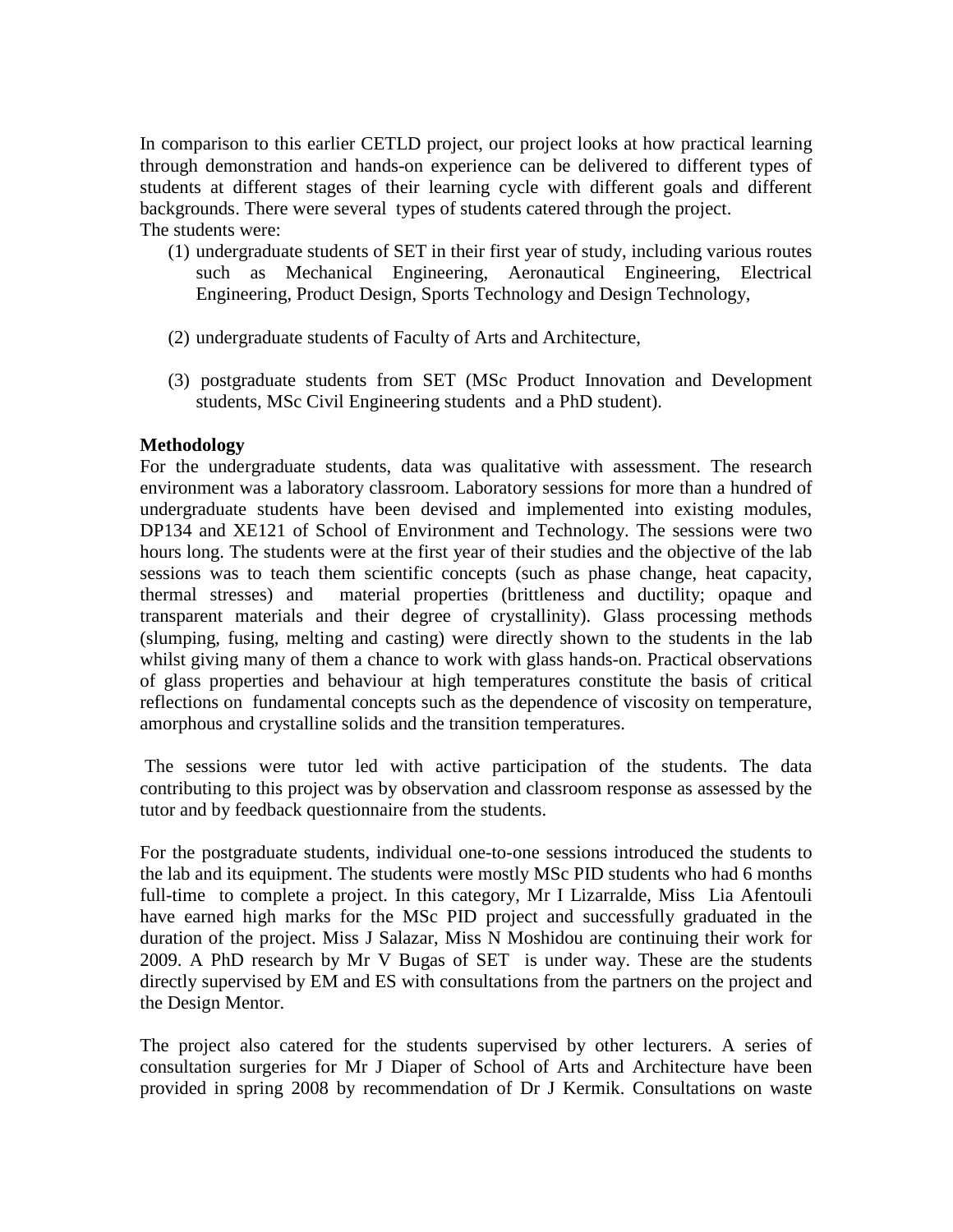In comparison to this earlier CETLD project, our project looks at how practical learning through demonstration and hands-on experience can be delivered to different types of students at different stages of their learning cycle with different goals and different backgrounds. There were several types of students catered through the project.
The students were:

(1) undergraduate students of SET in their first year of study, including various routes such as Mechanical Engineering, Aeronautical Engineering, Electrical Engineering, Product Design, Sports Technology and Design Technology,

(2) undergraduate students of Faculty of Arts and Architecture,

(3) postgraduate students from SET (MSc Product Innovation and Development students, MSc Civil Engineering students and a PhD student).

**Methodology**

For the undergraduate students, data was qualitative with assessment. The research environment was a laboratory classroom. Laboratory sessions for more than a hundred of undergraduate students have been devised and implemented into existing modules, DP134 and XE121 of School of Environment and Technology. The sessions were two hours long. The students were at the first year of their studies and the objective of the lab sessions was to teach them scientific concepts (such as phase change, heat capacity, thermal stresses) and material properties (brittleness and ductility; opaque and transparent materials and their degree of crystallinity). Glass processing methods (slumping, fusing, melting and casting) were directly shown to the students in the lab whilst giving many of them a chance to work with glass hands-on. Practical observations of glass properties and behaviour at high temperatures constitute the basis of critical reflections on fundamental concepts such as the dependence of viscosity on temperature, amorphous and crystalline solids and the transition temperatures.

The sessions were tutor led with active participation of the students. The data contributing to this project was by observation and classroom response as assessed by the tutor and by feedback questionnaire from the students.

For the postgraduate students, individual one-to-one sessions introduced the students to the lab and its equipment. The students were mostly MSc PID students who had 6 months full-time to complete a project. In this category, Mr I Lizarralde, Miss Lia Afentouli have earned high marks for the MSc PID project and successfully graduated in the duration of the project. Miss J Salazar, Miss N Moshidou are continuing their work for 2009. A PhD research by Mr V Bugas of SET is under way. These are the students directly supervised by EM and ES with consultations from the partners on the project and the Design Mentor.

The project also catered for the students supervised by other lecturers. A series of consultation surgeries for Mr J Diaper of School of Arts and Architecture have been provided in spring 2008 by recommendation of Dr J Kermik. Consultations on waste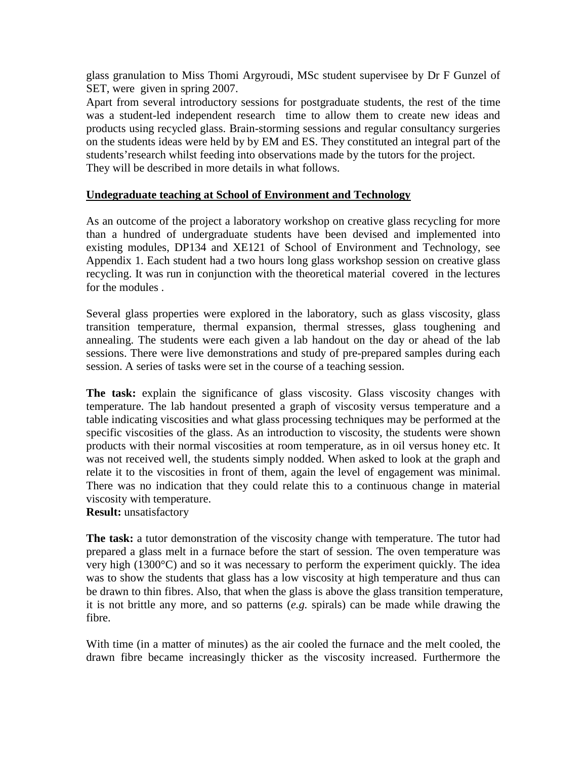glass granulation to Miss Thomi Argyroudi, MSc student supervisee by Dr F Gunzel of SET, were given in spring 2007.

Apart from several introductory sessions for postgraduate students, the rest of the time was a student-led independent research time to allow them to create new ideas and products using recycled glass. Brain-storming sessions and regular consultancy surgeries on the students ideas were held by by EM and ES. They constituted an integral part of the students'research whilst feeding into observations made by the tutors for the project. They will be described in more details in what follows.

## Undegraduate teaching at School of Environment and Technology

As an outcome of the project a laboratory workshop on creative glass recycling for more than a hundred of undergraduate students have been devised and implemented into existing modules, DP134 and XE121 of School of Environment and Technology, see Appendix 1. Each student had a two hours long glass workshop session on creative glass recycling. It was run in conjunction with the theoretical material covered in the lectures for the modules .

Several glass properties were explored in the laboratory, such as glass viscosity, glass transition temperature, thermal expansion, thermal stresses, glass toughening and annealing. The students were each given a lab handout on the day or ahead of the lab sessions. There were live demonstrations and study of pre-prepared samples during each session. A series of tasks were set in the course of a teaching session.

**The task:** explain the significance of glass viscosity. Glass viscosity changes with temperature. The lab handout presented a graph of viscosity versus temperature and a table indicating viscosities and what glass processing techniques may be performed at the specific viscosities of the glass. As an introduction to viscosity, the students were shown products with their normal viscosities at room temperature, as in oil versus honey etc. It was not received well, the students simply nodded. When asked to look at the graph and relate it to the viscosities in front of them, again the level of engagement was minimal. There was no indication that they could relate this to a continuous change in material viscosity with temperature.

**Result:** unsatisfactory

**The task:** a tutor demonstration of the viscosity change with temperature. The tutor had prepared a glass melt in a furnace before the start of session. The oven temperature was very high (1300°C) and so it was necessary to perform the experiment quickly. The idea was to show the students that glass has a low viscosity at high temperature and thus can be drawn to thin fibres. Also, that when the glass is above the glass transition temperature, it is not brittle any more, and so patterns (*e.g.* spirals) can be made while drawing the fibre.

With time (in a matter of minutes) as the air cooled the furnace and the melt cooled, the drawn fibre became increasingly thicker as the viscosity increased. Furthermore the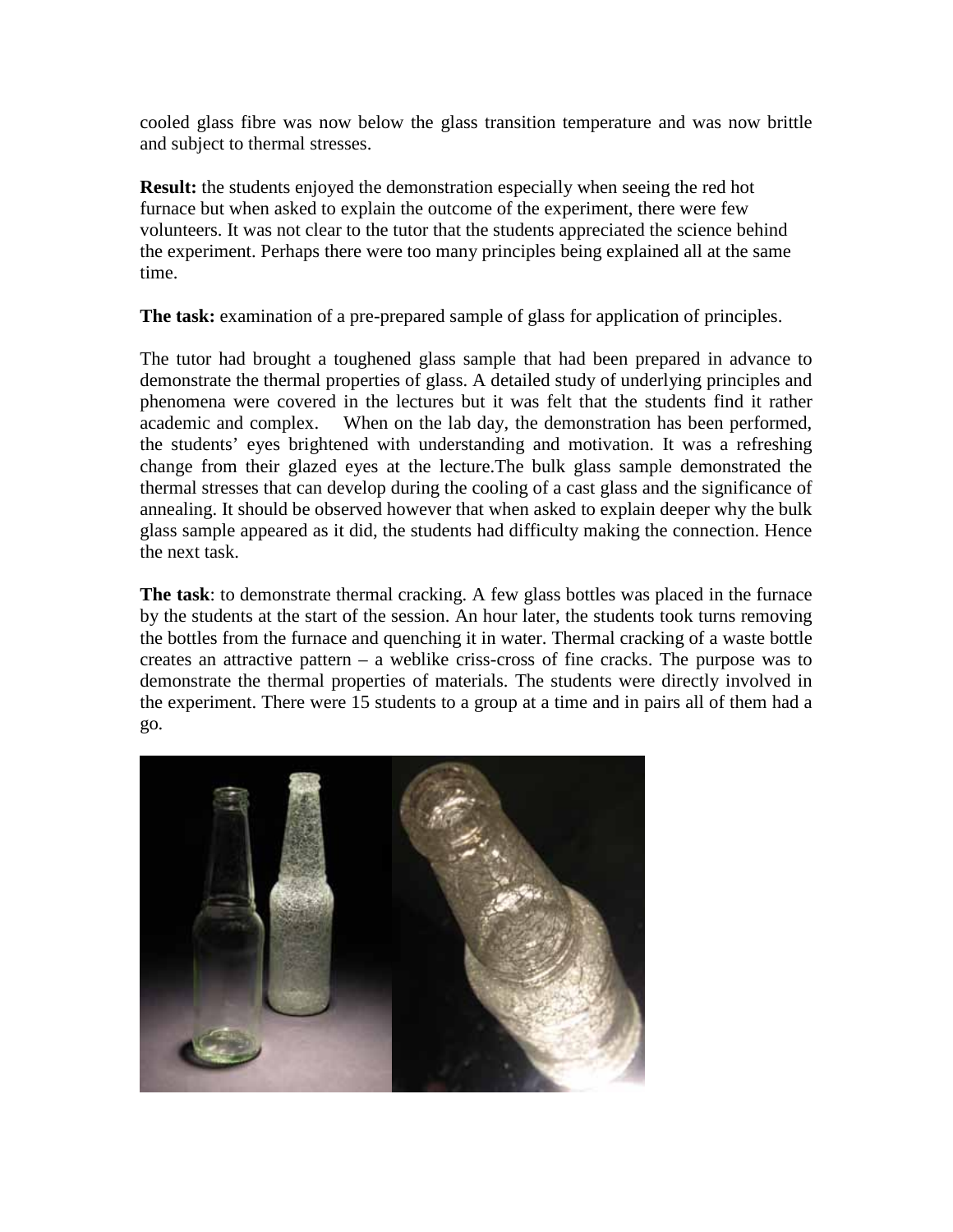cooled glass fibre was now below the glass transition temperature and was now brittle and subject to thermal stresses.

**Result:** the students enjoyed the demonstration especially when seeing the red hot furnace but when asked to explain the outcome of the experiment, there were few volunteers. It was not clear to the tutor that the students appreciated the science behind the experiment. Perhaps there were too many principles being explained all at the same time.

**The task:** examination of a pre-prepared sample of glass for application of principles.

The tutor had brought a toughened glass sample that had been prepared in advance to demonstrate the thermal properties of glass. A detailed study of underlying principles and phenomena were covered in the lectures but it was felt that the students find it rather academic and complex. When on the lab day, the demonstration has been performed, the students' eyes brightened with understanding and motivation. It was a refreshing change from their glazed eyes at the lecture.The bulk glass sample demonstrated the thermal stresses that can develop during the cooling of a cast glass and the significance of annealing. It should be observed however that when asked to explain deeper why the bulk glass sample appeared as it did, the students had difficulty making the connection. Hence the next task.

**The task**: to demonstrate thermal cracking. A few glass bottles was placed in the furnace by the students at the start of the session. An hour later, the students took turns removing the bottles from the furnace and quenching it in water. Thermal cracking of a waste bottle creates an attractive pattern – a weblike criss-cross of fine cracks. The purpose was to demonstrate the thermal properties of materials. The students were directly involved in the experiment. There were 15 students to a group at a time and in pairs all of them had a go.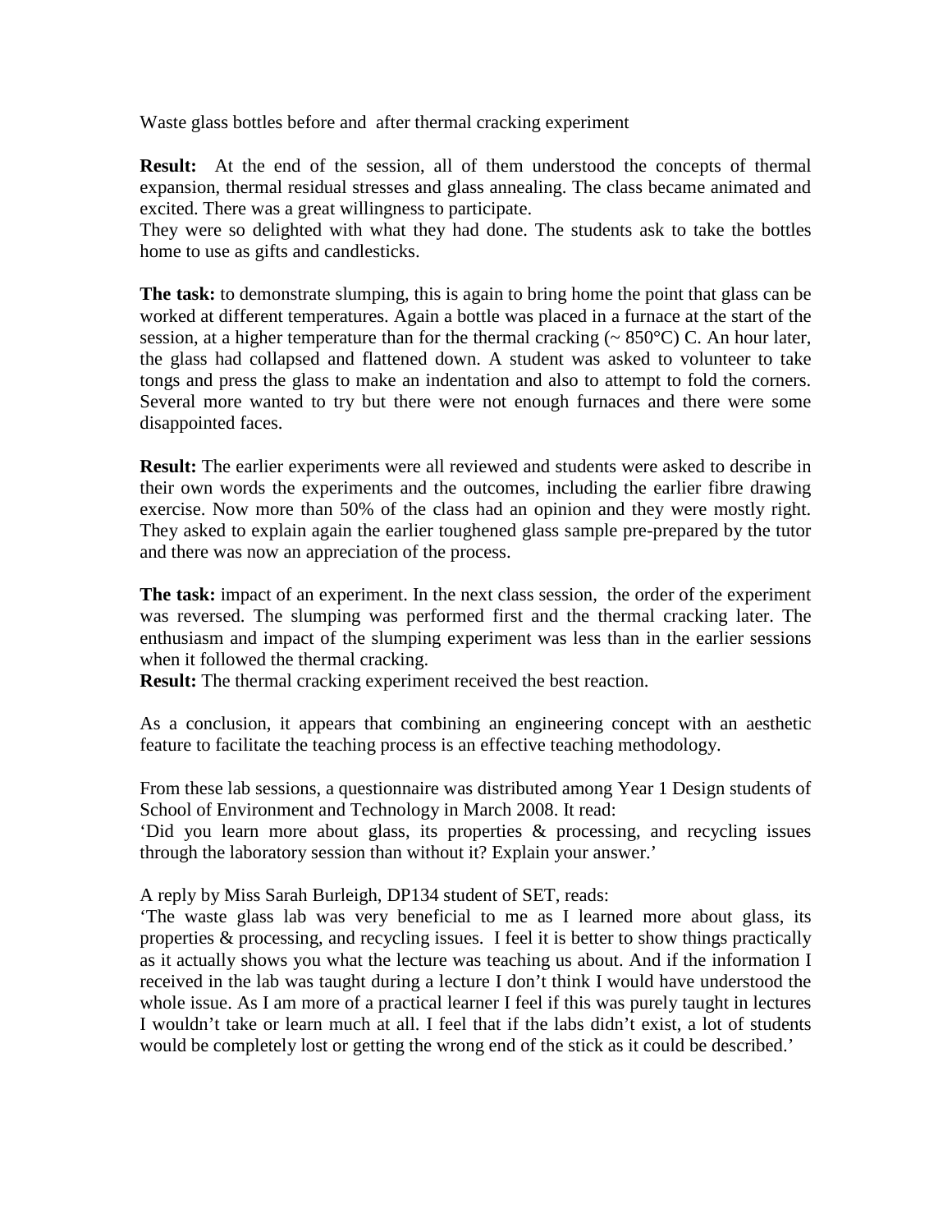Waste glass bottles before and after thermal cracking experiment

**Result:** At the end of the session, all of them understood the concepts of thermal expansion, thermal residual stresses and glass annealing. The class became animated and excited. There was a great willingness to participate.
They were so delighted with what they had done. The students ask to take the bottles home to use as gifts and candlesticks.

**The task:** to demonstrate slumping, this is again to bring home the point that glass can be worked at different temperatures. Again a bottle was placed in a furnace at the start of the session, at a higher temperature than for the thermal cracking (~ 850°C) C. An hour later, the glass had collapsed and flattened down. A student was asked to volunteer to take tongs and press the glass to make an indentation and also to attempt to fold the corners. Several more wanted to try but there were not enough furnaces and there were some disappointed faces.

**Result:** The earlier experiments were all reviewed and students were asked to describe in their own words the experiments and the outcomes, including the earlier fibre drawing exercise. Now more than 50% of the class had an opinion and they were mostly right. They asked to explain again the earlier toughened glass sample pre-prepared by the tutor and there was now an appreciation of the process.

**The task:** impact of an experiment. In the next class session, the order of the experiment was reversed. The slumping was performed first and the thermal cracking later. The enthusiasm and impact of the slumping experiment was less than in the earlier sessions when it followed the thermal cracking.
**Result:** The thermal cracking experiment received the best reaction.

As a conclusion, it appears that combining an engineering concept with an aesthetic feature to facilitate the teaching process is an effective teaching methodology.

From these lab sessions, a questionnaire was distributed among Year 1 Design students of School of Environment and Technology in March 2008. It read:
'Did you learn more about glass, its properties & processing, and recycling issues through the laboratory session than without it? Explain your answer.'

A reply by Miss Sarah Burleigh, DP134 student of SET, reads:
'The waste glass lab was very beneficial to me as I learned more about glass, its properties & processing, and recycling issues. I feel it is better to show things practically as it actually shows you what the lecture was teaching us about. And if the information I received in the lab was taught during a lecture I don't think I would have understood the whole issue. As I am more of a practical learner I feel if this was purely taught in lectures I wouldn't take or learn much at all. I feel that if the labs didn't exist, a lot of students would be completely lost or getting the wrong end of the stick as it could be described.'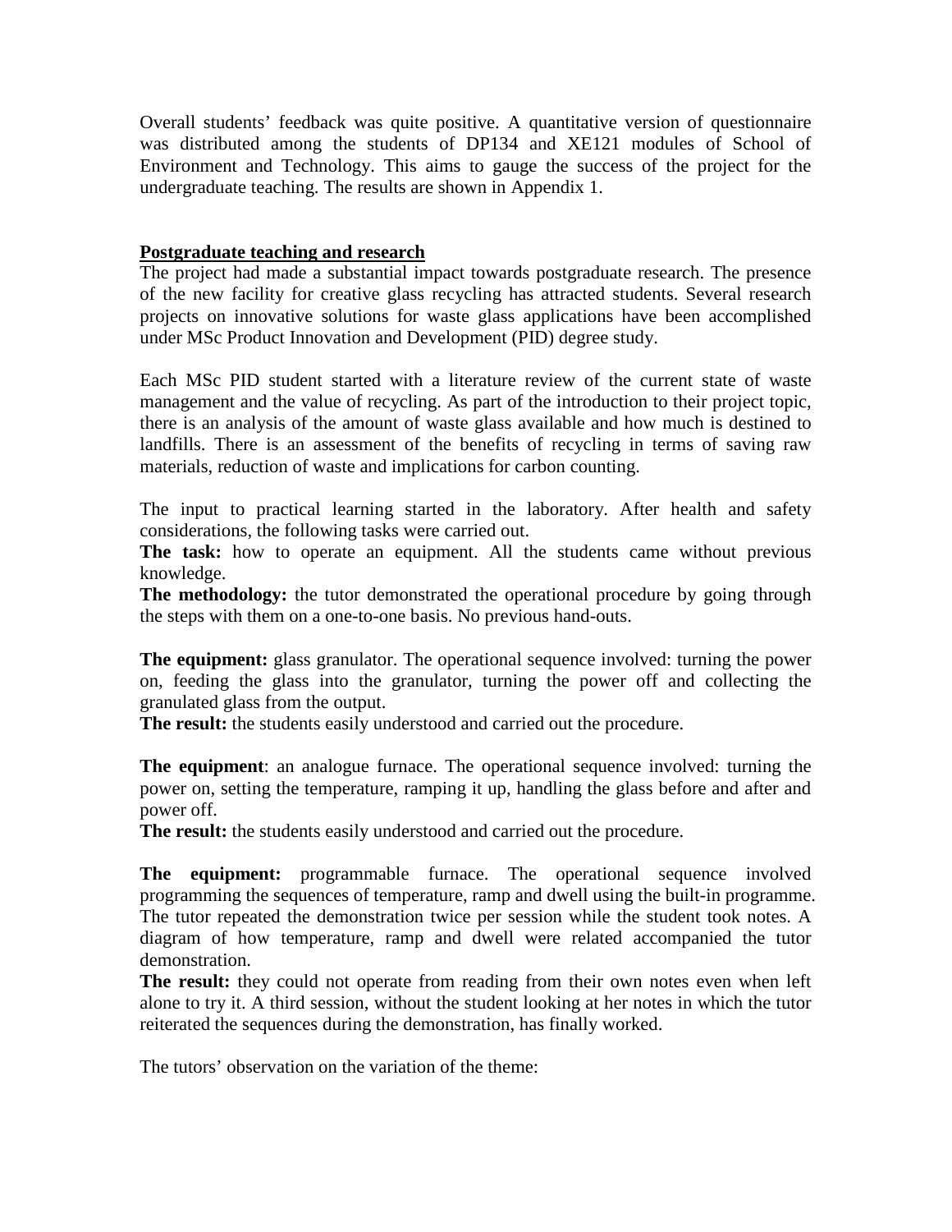Overall students' feedback was quite positive. A quantitative version of questionnaire was distributed among the students of DP134 and XE121 modules of School of Environment and Technology. This aims to gauge the success of the project for the undergraduate teaching. The results are shown in Appendix 1.

## Postgraduate teaching and research

The project had made a substantial impact towards postgraduate research. The presence of the new facility for creative glass recycling has attracted students. Several research projects on innovative solutions for waste glass applications have been accomplished under MSc Product Innovation and Development (PID) degree study.

Each MSc PID student started with a literature review of the current state of waste management and the value of recycling. As part of the introduction to their project topic, there is an analysis of the amount of waste glass available and how much is destined to landfills. There is an assessment of the benefits of recycling in terms of saving raw materials, reduction of waste and implications for carbon counting.

The input to practical learning started in the laboratory. After health and safety considerations, the following tasks were carried out.

**The task:** how to operate an equipment. All the students came without previous knowledge.

**The methodology:** the tutor demonstrated the operational procedure by going through the steps with them on a one-to-one basis. No previous hand-outs.

**The equipment:** glass granulator. The operational sequence involved: turning the power on, feeding the glass into the granulator, turning the power off and collecting the granulated glass from the output.

**The result:** the students easily understood and carried out the procedure.

**The equipment**: an analogue furnace. The operational sequence involved: turning the power on, setting the temperature, ramping it up, handling the glass before and after and power off.

**The result:** the students easily understood and carried out the procedure.

**The equipment:** programmable furnace. The operational sequence involved programming the sequences of temperature, ramp and dwell using the built-in programme. The tutor repeated the demonstration twice per session while the student took notes. A diagram of how temperature, ramp and dwell were related accompanied the tutor demonstration.

**The result:** they could not operate from reading from their own notes even when left alone to try it. A third session, without the student looking at her notes in which the tutor reiterated the sequences during the demonstration, has finally worked.

The tutors' observation on the variation of the theme: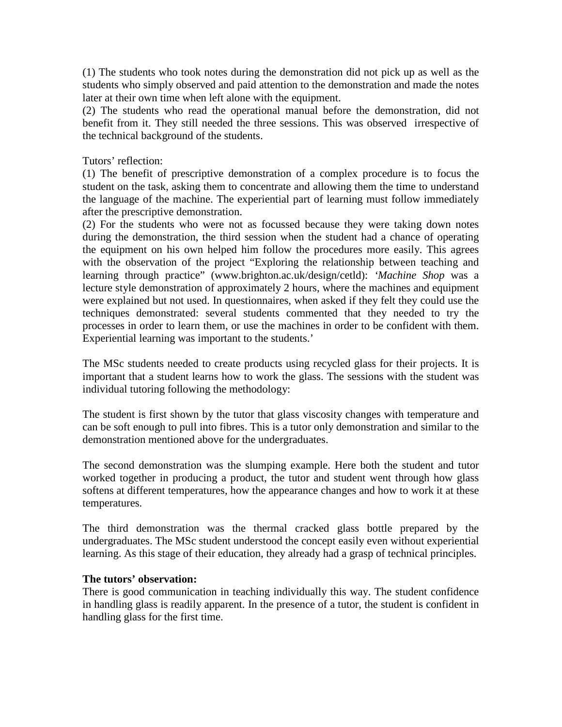(1) The students who took notes during the demonstration did not pick up as well as the students who simply observed and paid attention to the demonstration and made the notes later at their own time when left alone with the equipment.

(2) The students who read the operational manual before the demonstration, did not benefit from it. They still needed the three sessions. This was observed irrespective of the technical background of the students.

Tutors' reflection:

(1) The benefit of prescriptive demonstration of a complex procedure is to focus the student on the task, asking them to concentrate and allowing them the time to understand the language of the machine. The experiential part of learning must follow immediately after the prescriptive demonstration.

(2) For the students who were not as focussed because they were taking down notes during the demonstration, the third session when the student had a chance of operating the equipment on his own helped him follow the procedures more easily. This agrees with the observation of the project "Exploring the relationship between teaching and learning through practice" (www.brighton.ac.uk/design/cetld): '*Machine Shop* was a lecture style demonstration of approximately 2 hours, where the machines and equipment were explained but not used. In questionnaires, when asked if they felt they could use the techniques demonstrated: several students commented that they needed to try the processes in order to learn them, or use the machines in order to be confident with them. Experiential learning was important to the students.'

The MSc students needed to create products using recycled glass for their projects. It is important that a student learns how to work the glass. The sessions with the student was individual tutoring following the methodology:

The student is first shown by the tutor that glass viscosity changes with temperature and can be soft enough to pull into fibres. This is a tutor only demonstration and similar to the demonstration mentioned above for the undergraduates.

The second demonstration was the slumping example. Here both the student and tutor worked together in producing a product, the tutor and student went through how glass softens at different temperatures, how the appearance changes and how to work it at these temperatures.

The third demonstration was the thermal cracked glass bottle prepared by the undergraduates. The MSc student understood the concept easily even without experiential learning. As this stage of their education, they already had a grasp of technical principles.

**The tutors' observation:**

There is good communication in teaching individually this way. The student confidence in handling glass is readily apparent. In the presence of a tutor, the student is confident in handling glass for the first time.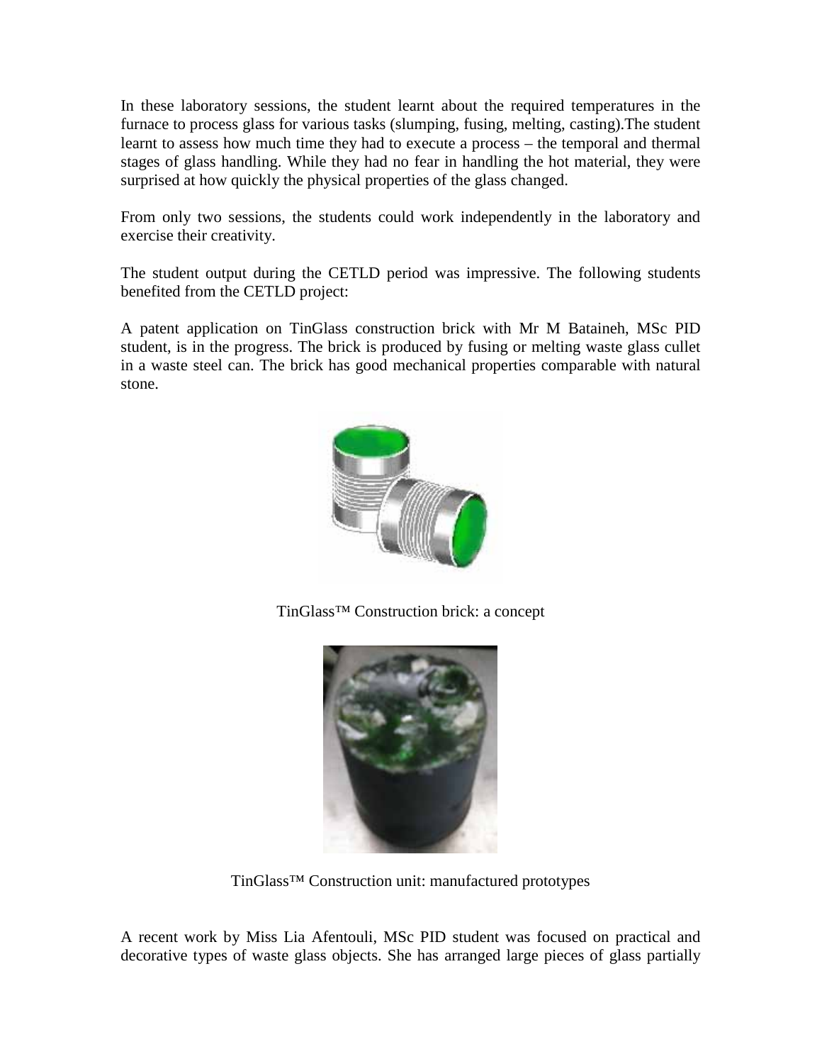In these laboratory sessions, the student learnt about the required temperatures in the furnace to process glass for various tasks (slumping, fusing, melting, casting).The student learnt to assess how much time they had to execute a process – the temporal and thermal stages of glass handling. While they had no fear in handling the hot material, they were surprised at how quickly the physical properties of the glass changed.

From only two sessions, the students could work independently in the laboratory and exercise their creativity.

The student output during the CETLD period was impressive. The following students benefited from the CETLD project:

A patent application on TinGlass construction brick with Mr M Bataineh, MSc PID student, is in the progress. The brick is produced by fusing or melting waste glass cullet in a waste steel can. The brick has good mechanical properties comparable with natural stone.

TinGlass™ Construction brick: a concept

TinGlass™ Construction unit: manufactured prototypes

A recent work by Miss Lia Afentouli, MSc PID student was focused on practical and decorative types of waste glass objects. She has arranged large pieces of glass partially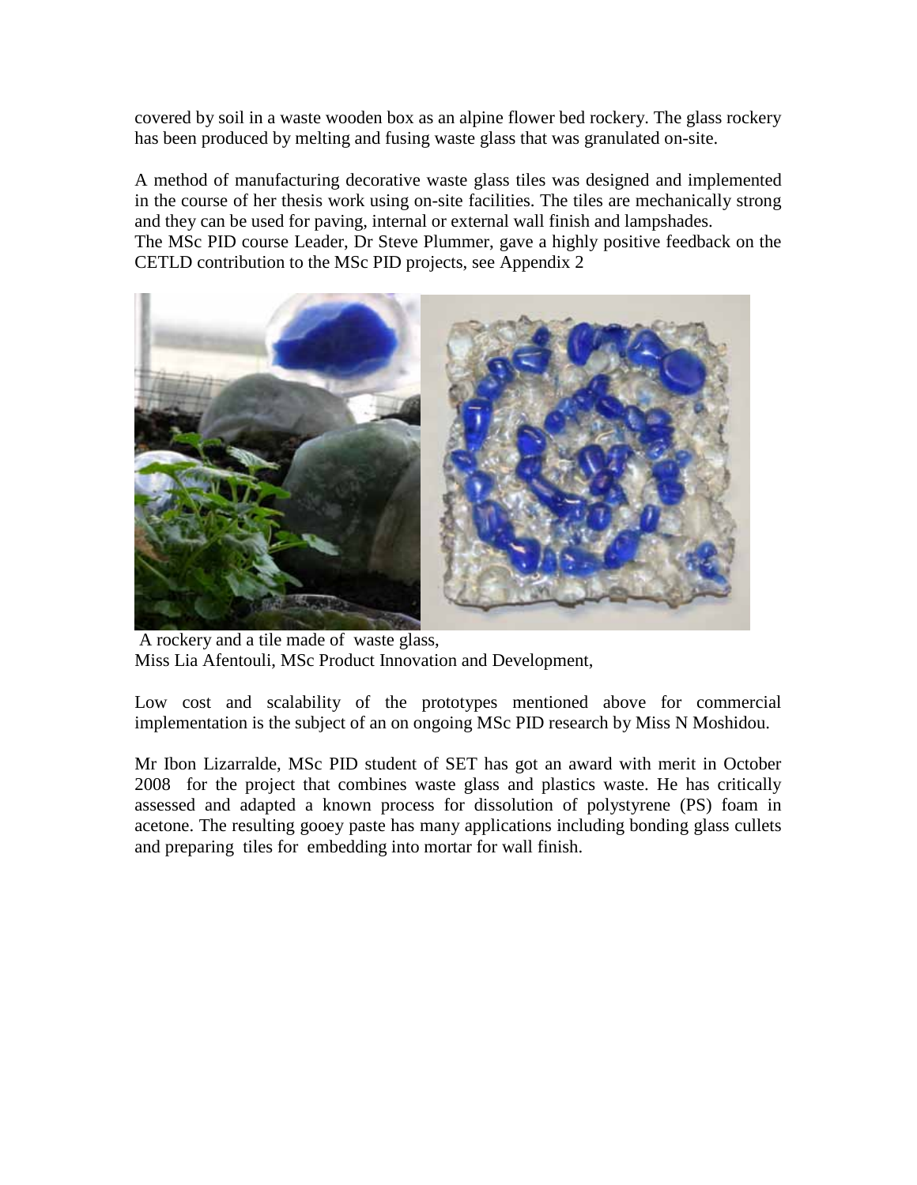covered by soil in a waste wooden box as an alpine flower bed rockery. The glass rockery has been produced by melting and fusing waste glass that was granulated on-site.

A method of manufacturing decorative waste glass tiles was designed and implemented in the course of her thesis work using on-site facilities. The tiles are mechanically strong and they can be used for paving, internal or external wall finish and lampshades.
The MSc PID course Leader, Dr Steve Plummer, gave a highly positive feedback on the CETLD contribution to the MSc PID projects, see Appendix 2

A rockery and a tile made of waste glass,
Miss Lia Afentouli, MSc Product Innovation and Development,

Low cost and scalability of the prototypes mentioned above for commercial implementation is the subject of an on ongoing MSc PID research by Miss N Moshidou.

Mr Ibon Lizarralde, MSc PID student of SET has got an award with merit in October 2008 for the project that combines waste glass and plastics waste. He has critically assessed and adapted a known process for dissolution of polystyrene (PS) foam in acetone. The resulting gooey paste has many applications including bonding glass cullets and preparing tiles for embedding into mortar for wall finish.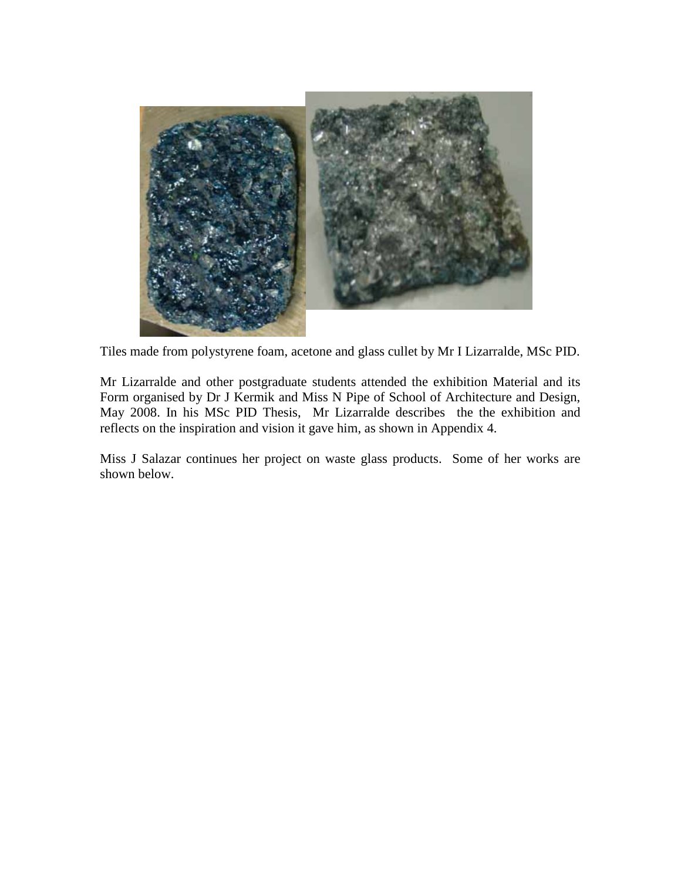Tiles made from polystyrene foam, acetone and glass cullet by Mr I Lizarralde, MSc PID.

Mr Lizarralde and other postgraduate students attended the exhibition Material and its Form organised by Dr J Kermik and Miss N Pipe of School of Architecture and Design, May 2008. In his MSc PID Thesis, Mr Lizarralde describes the the exhibition and reflects on the inspiration and vision it gave him, as shown in Appendix 4.

Miss J Salazar continues her project on waste glass products. Some of her works are shown below.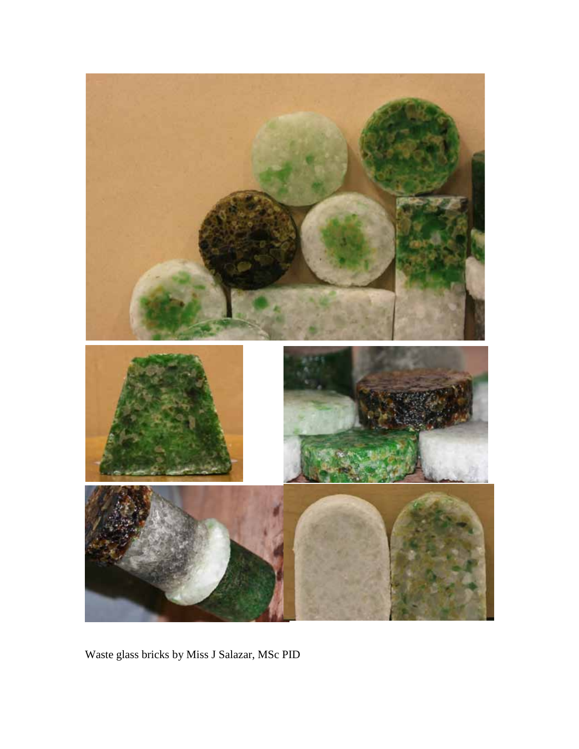Waste glass bricks by Miss J Salazar, MSc PID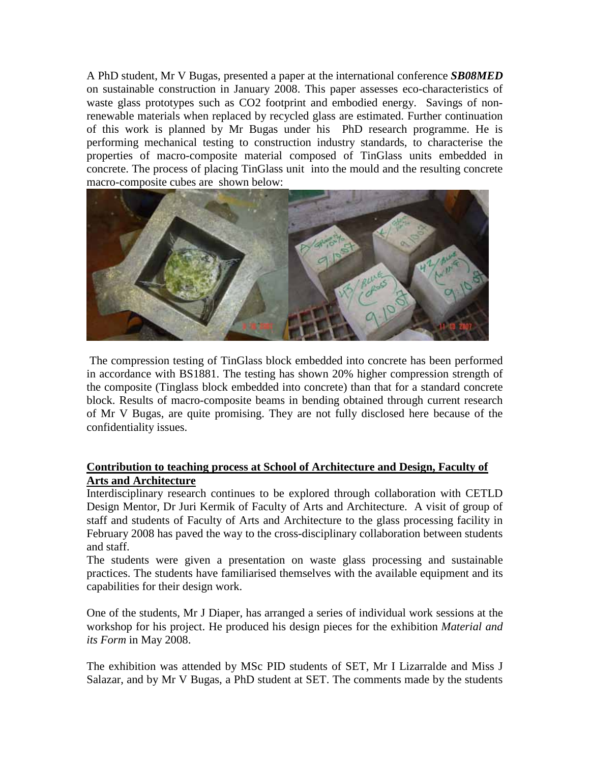A PhD student, Mr V Bugas, presented a paper at the international conference ***SB08MED*** on sustainable construction in January 2008. This paper assesses eco-characteristics of waste glass prototypes such as CO2 footprint and embodied energy. Savings of non-renewable materials when replaced by recycled glass are estimated. Further continuation of this work is planned by Mr Bugas under his PhD research programme. He is performing mechanical testing to construction industry standards, to characterise the properties of macro-composite material composed of TinGlass units embedded in concrete. The process of placing TinGlass unit into the mould and the resulting concrete macro-composite cubes are shown below:

The compression testing of TinGlass block embedded into concrete has been performed in accordance with BS1881. The testing has shown 20% higher compression strength of the composite (Tinglass block embedded into concrete) than that for a standard concrete block. Results of macro-composite beams in bending obtained through current research of Mr V Bugas, are quite promising. They are not fully disclosed here because of the confidentiality issues.

## Contribution to teaching process at School of Architecture and Design, Faculty of Arts and Architecture

Interdisciplinary research continues to be explored through collaboration with CETLD Design Mentor, Dr Juri Kermik of Faculty of Arts and Architecture. A visit of group of staff and students of Faculty of Arts and Architecture to the glass processing facility in February 2008 has paved the way to the cross-disciplinary collaboration between students and staff.

The students were given a presentation on waste glass processing and sustainable practices. The students have familiarised themselves with the available equipment and its capabilities for their design work.

One of the students, Mr J Diaper, has arranged a series of individual work sessions at the workshop for his project. He produced his design pieces for the exhibition *Material and its Form* in May 2008.

The exhibition was attended by MSc PID students of SET, Mr I Lizarralde and Miss J Salazar, and by Mr V Bugas, a PhD student at SET. The comments made by the students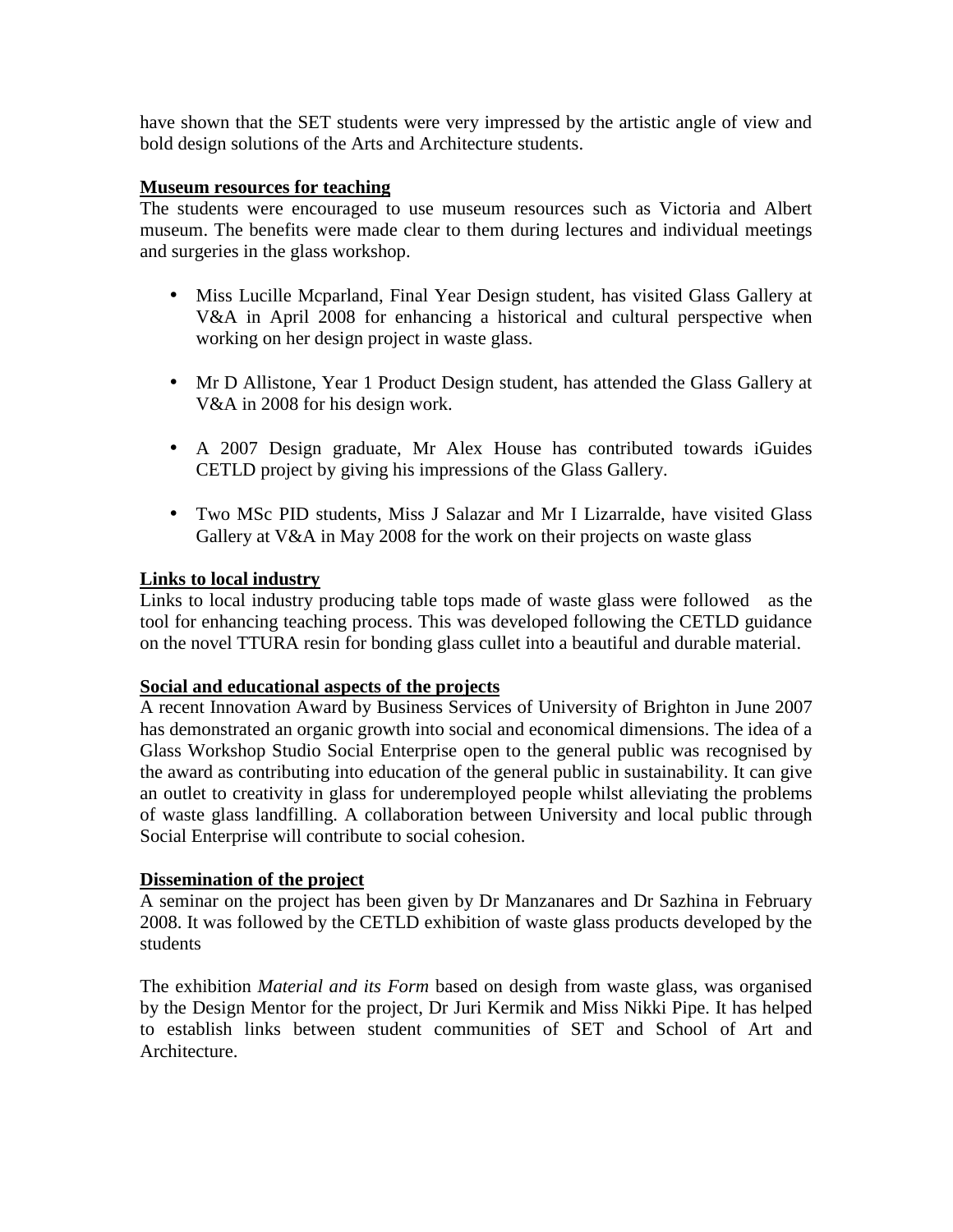have shown that the SET students were very impressed by the artistic angle of view and bold design solutions of the Arts and Architecture students.

**Museum resources for teaching**

The students were encouraged to use museum resources such as Victoria and Albert museum. The benefits were made clear to them during lectures and individual meetings and surgeries in the glass workshop.

- Miss Lucille Mcparland, Final Year Design student, has visited Glass Gallery at V&A in April 2008 for enhancing a historical and cultural perspective when working on her design project in waste glass.
- Mr D Allistone, Year 1 Product Design student, has attended the Glass Gallery at V&A in 2008 for his design work.
- A 2007 Design graduate, Mr Alex House has contributed towards iGuides CETLD project by giving his impressions of the Glass Gallery.
- Two MSc PID students, Miss J Salazar and Mr I Lizarralde, have visited Glass Gallery at V&A in May 2008 for the work on their projects on waste glass

**Links to local industry**

Links to local industry producing table tops made of waste glass were followed as the tool for enhancing teaching process. This was developed following the CETLD guidance on the novel TTURA resin for bonding glass cullet into a beautiful and durable material.

**Social and educational aspects of the projects**

A recent Innovation Award by Business Services of University of Brighton in June 2007 has demonstrated an organic growth into social and economical dimensions. The idea of a Glass Workshop Studio Social Enterprise open to the general public was recognised by the award as contributing into education of the general public in sustainability. It can give an outlet to creativity in glass for underemployed people whilst alleviating the problems of waste glass landfilling. A collaboration between University and local public through Social Enterprise will contribute to social cohesion.

**Dissemination of the project**

A seminar on the project has been given by Dr Manzanares and Dr Sazhina in February 2008. It was followed by the CETLD exhibition of waste glass products developed by the students

The exhibition *Material and its Form* based on desigh from waste glass, was organised by the Design Mentor for the project, Dr Juri Kermik and Miss Nikki Pipe. It has helped to establish links between student communities of SET and School of Art and Architecture.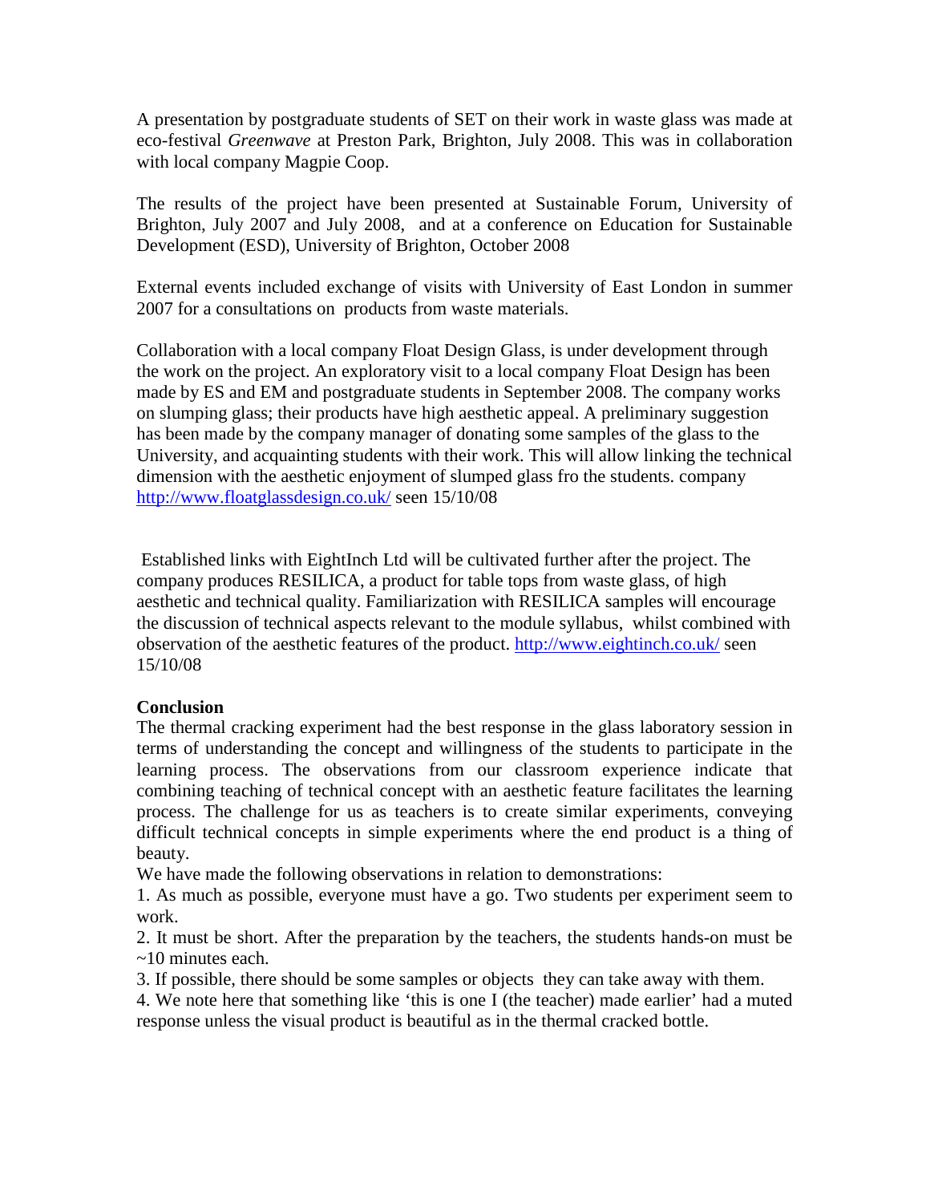A presentation by postgraduate students of SET on their work in waste glass was made at eco-festival *Greenwave* at Preston Park, Brighton, July 2008. This was in collaboration with local company Magpie Coop.

The results of the project have been presented at Sustainable Forum, University of Brighton, July 2007 and July 2008, and at a conference on Education for Sustainable Development (ESD), University of Brighton, October 2008

External events included exchange of visits with University of East London in summer 2007 for a consultations on products from waste materials.

Collaboration with a local company Float Design Glass, is under development through the work on the project. An exploratory visit to a local company Float Design has been made by ES and EM and postgraduate students in September 2008. The company works on slumping glass; their products have high aesthetic appeal. A preliminary suggestion has been made by the company manager of donating some samples of the glass to the University, and acquainting students with their work. This will allow linking the technical dimension with the aesthetic enjoyment of slumped glass fro the students. company http://www.floatglassdesign.co.uk/ seen 15/10/08

Established links with EightInch Ltd will be cultivated further after the project. The company produces RESILICA, a product for table tops from waste glass, of high aesthetic and technical quality. Familiarization with RESILICA samples will encourage the discussion of technical aspects relevant to the module syllabus, whilst combined with observation of the aesthetic features of the product. http://www.eightinch.co.uk/ seen 15/10/08

**Conclusion**

The thermal cracking experiment had the best response in the glass laboratory session in terms of understanding the concept and willingness of the students to participate in the learning process. The observations from our classroom experience indicate that combining teaching of technical concept with an aesthetic feature facilitates the learning process. The challenge for us as teachers is to create similar experiments, conveying difficult technical concepts in simple experiments where the end product is a thing of beauty.

We have made the following observations in relation to demonstrations:

1. As much as possible, everyone must have a go. Two students per experiment seem to work.
2. It must be short. After the preparation by the teachers, the students hands-on must be ~10 minutes each.
3. If possible, there should be some samples or objects they can take away with them.
4. We note here that something like 'this is one I (the teacher) made earlier' had a muted response unless the visual product is beautiful as in the thermal cracked bottle.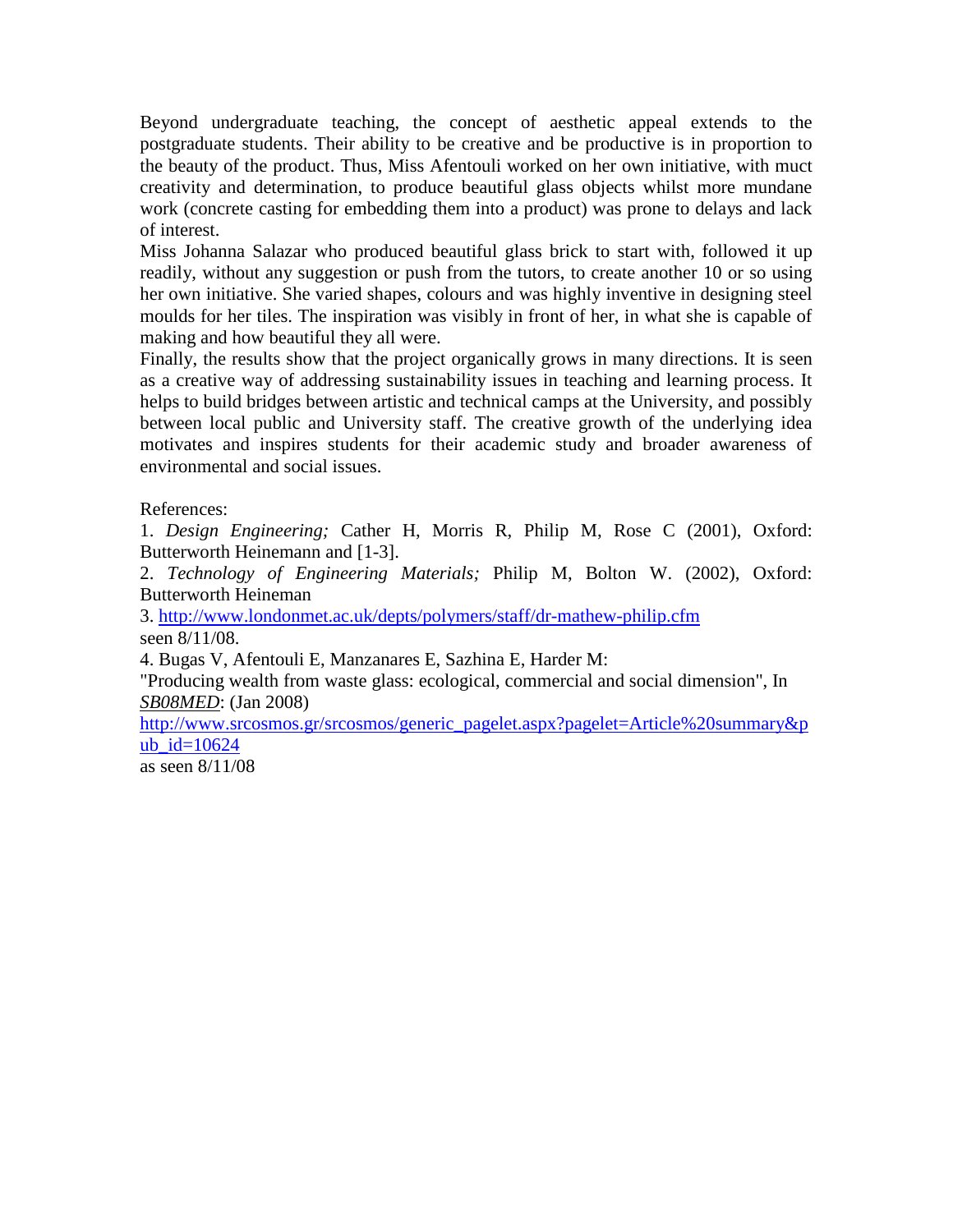Beyond undergraduate teaching, the concept of aesthetic appeal extends to the postgraduate students. Their ability to be creative and be productive is in proportion to the beauty of the product. Thus, Miss Afentouli worked on her own initiative, with muct creativity and determination, to produce beautiful glass objects whilst more mundane work (concrete casting for embedding them into a product) was prone to delays and lack of interest.

Miss Johanna Salazar who produced beautiful glass brick to start with, followed it up readily, without any suggestion or push from the tutors, to create another 10 or so using her own initiative. She varied shapes, colours and was highly inventive in designing steel moulds for her tiles. The inspiration was visibly in front of her, in what she is capable of making and how beautiful they all were.

Finally, the results show that the project organically grows in many directions. It is seen as a creative way of addressing sustainability issues in teaching and learning process. It helps to build bridges between artistic and technical camps at the University, and possibly between local public and University staff. The creative growth of the underlying idea motivates and inspires students for their academic study and broader awareness of environmental and social issues.

References:

1. *Design Engineering;* Cather H, Morris R, Philip M, Rose C (2001), Oxford: Butterworth Heinemann and [1-3].
2. *Technology of Engineering Materials;* Philip M, Bolton W. (2002), Oxford: Butterworth Heineman
3. http://www.londonmet.ac.uk/depts/polymers/staff/dr-mathew-philip.cfm seen 8/11/08.
4. Bugas V, Afentouli E, Manzanares E, Sazhina E, Harder M: "Producing wealth from waste glass: ecological, commercial and social dimension", In *SB08MED*: (Jan 2008) http://www.srcosmos.gr/srcosmos/generic_pagelet.aspx?pagelet=Article%20summary&pub_id=10624 as seen 8/11/08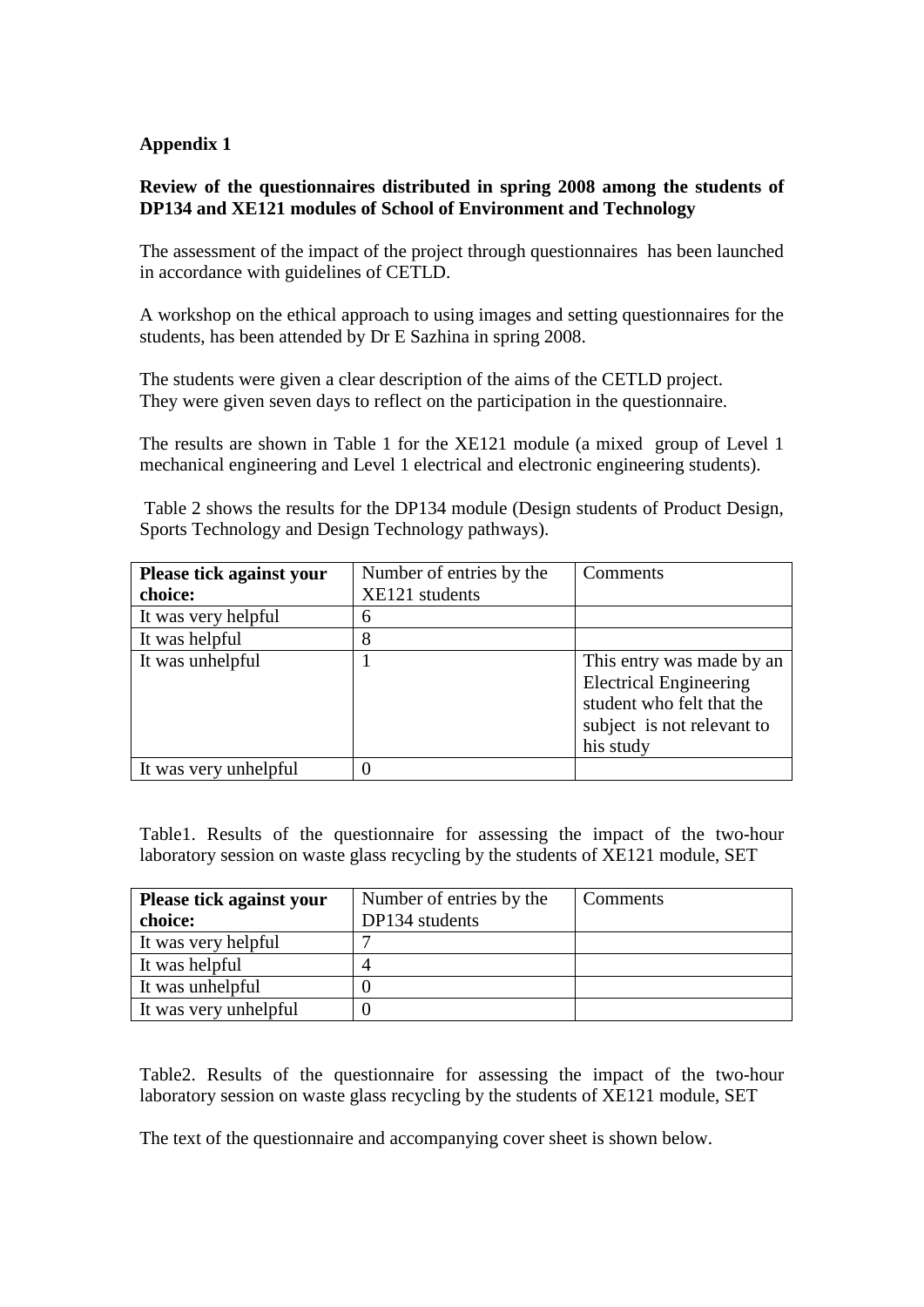**Appendix 1**

**Review of the questionnaires distributed in spring 2008 among the students of DP134 and XE121 modules of School of Environment and Technology**

The assessment of the impact of the project through questionnaires has been launched in accordance with guidelines of CETLD.

A workshop on the ethical approach to using images and setting questionnaires for the students, has been attended by Dr E Sazhina in spring 2008.

The students were given a clear description of the aims of the CETLD project.
They were given seven days to reflect on the participation in the questionnaire.

The results are shown in Table 1 for the XE121 module (a mixed group of Level 1 mechanical engineering and Level 1 electrical and electronic engineering students).

Table 2 shows the results for the DP134 module (Design students of Product Design, Sports Technology and Design Technology pathways).

| **Please tick against your choice:** | Number of entries by the XE121 students | Comments |
|---|---|---|
| It was very helpful | 6 | |
| It was helpful | 8 | |
| It was unhelpful | 1 | This entry was made by an Electrical Engineering student who felt that the subject is not relevant to his study |
| It was very unhelpful | 0 | |

Table1. Results of the questionnaire for assessing the impact of the two-hour laboratory session on waste glass recycling by the students of XE121 module, SET

| **Please tick against your choice:** | Number of entries by the DP134 students | Comments |
|---|---|---|
| It was very helpful | 7 | |
| It was helpful | 4 | |
| It was unhelpful | 0 | |
| It was very unhelpful | 0 | |

Table2. Results of the questionnaire for assessing the impact of the two-hour laboratory session on waste glass recycling by the students of XE121 module, SET

The text of the questionnaire and accompanying cover sheet is shown below.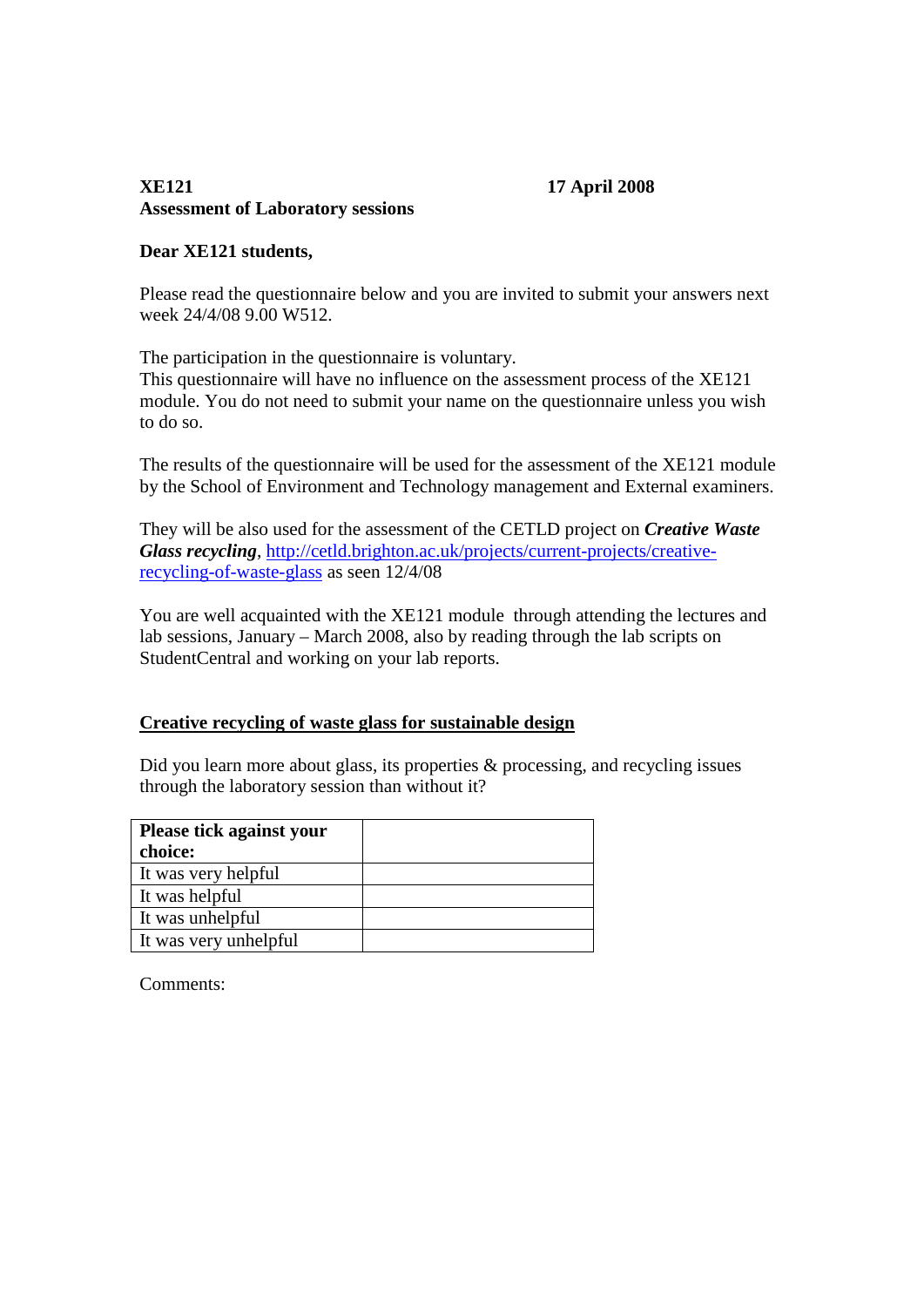**XE121** **17 April 2008**
**Assessment of Laboratory sessions**

**Dear XE121 students,**

Please read the questionnaire below and you are invited to submit your answers next week 24/4/08 9.00 W512.

The participation in the questionnaire is voluntary.
This questionnaire will have no influence on the assessment process of the XE121 module. You do not need to submit your name on the questionnaire unless you wish to do so.

The results of the questionnaire will be used for the assessment of the XE121 module by the School of Environment and Technology management and External examiners.

They will be also used for the assessment of the CETLD project on ***Creative Waste Glass recycling***, http://cetld.brighton.ac.uk/projects/current-projects/creative-recycling-of-waste-glass as seen 12/4/08

You are well acquainted with the XE121 module through attending the lectures and lab sessions, January – March 2008, also by reading through the lab scripts on StudentCentral and working on your lab reports.

## Creative recycling of waste glass for sustainable design

Did you learn more about glass, its properties & processing, and recycling issues through the laboratory session than without it?

| **Please tick against your choice:** | |
|---|---|
| It was very helpful | |
| It was helpful | |
| It was unhelpful | |
| It was very unhelpful | |

Comments: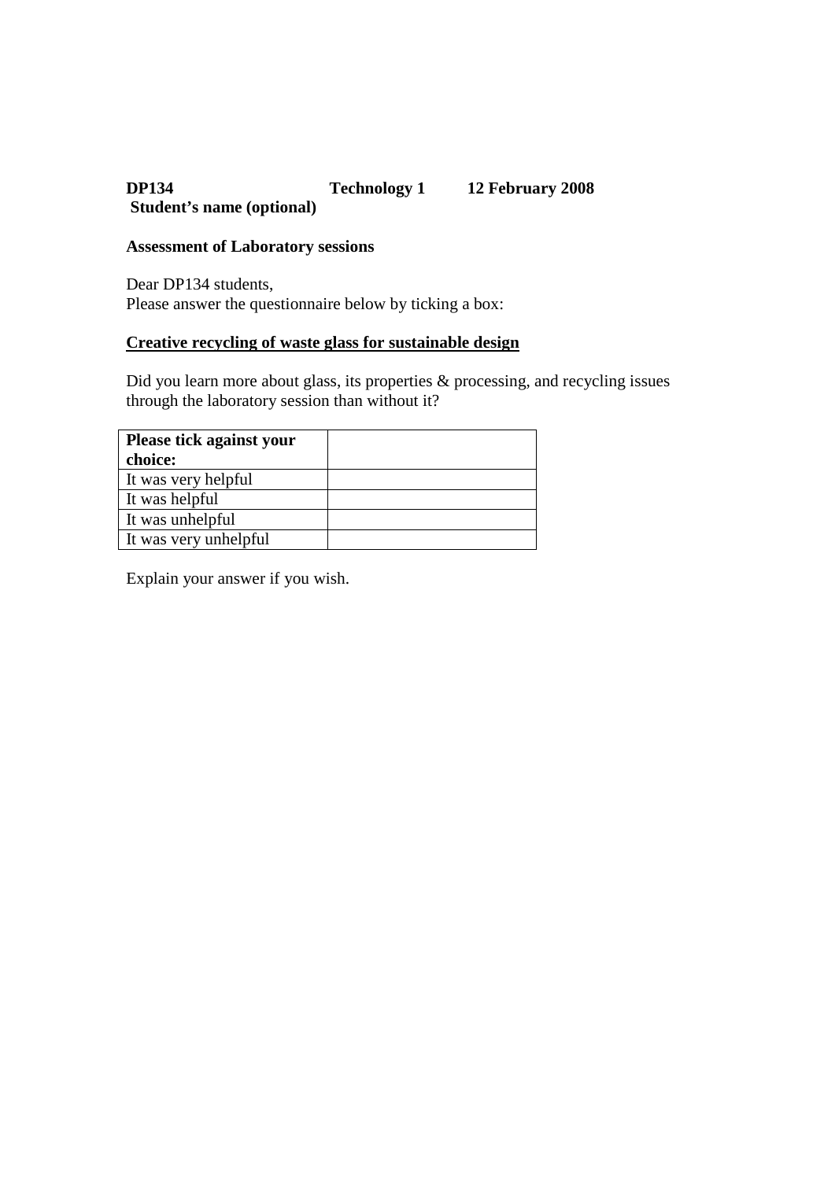**DP134 Technology 1 12 February 2008**

**Student's name (optional)**

**Assessment of Laboratory sessions**

Dear DP134 students,
Please answer the questionnaire below by ticking a box:

**<u>Creative recycling of waste glass for sustainable design</u>**

Did you learn more about glass, its properties & processing, and recycling issues through the laboratory session than without it?

| **Please tick against your choice:** | |
|---|---|
| It was very helpful | |
| It was helpful | |
| It was unhelpful | |
| It was very unhelpful | |

Explain your answer if you wish.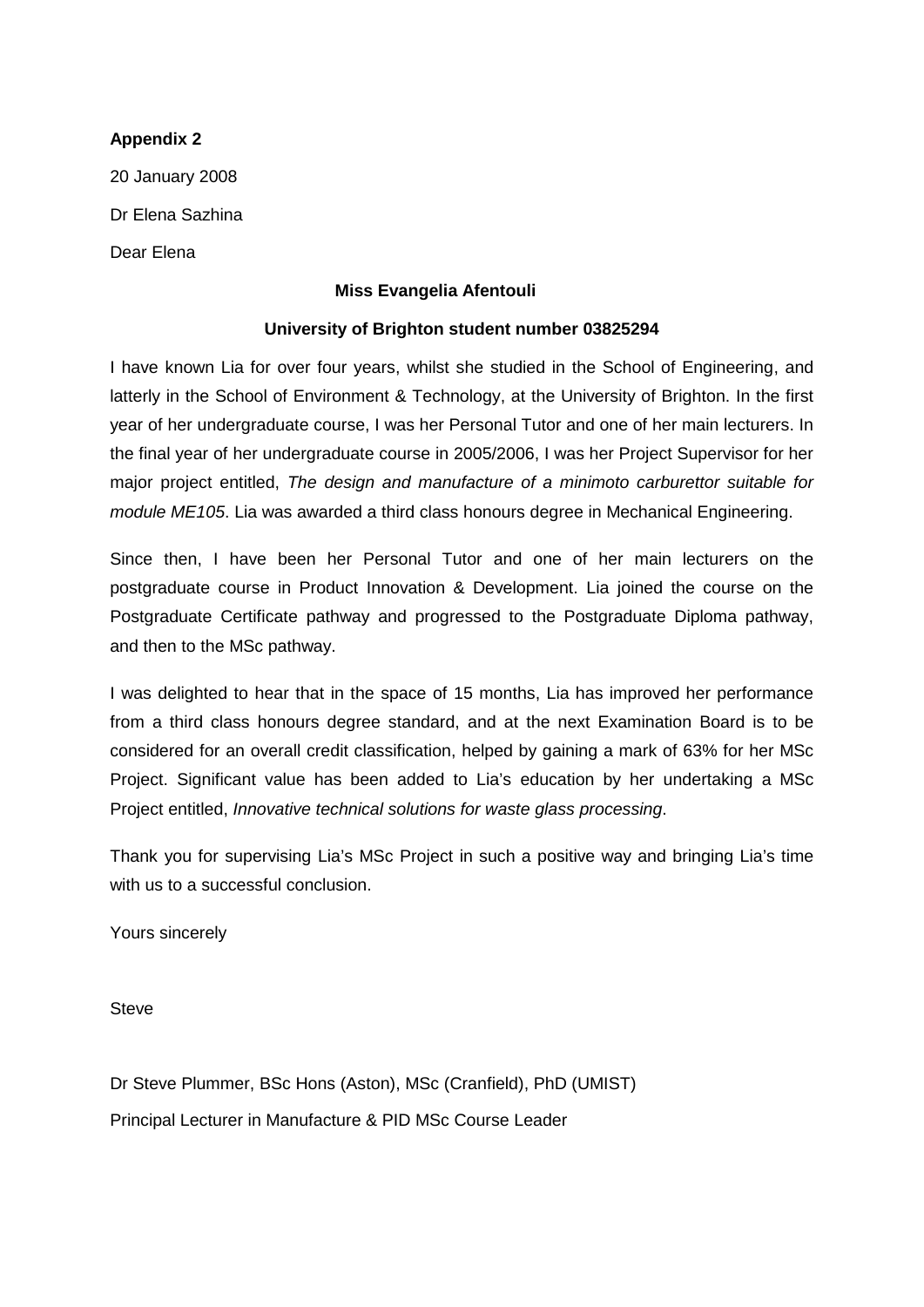**Appendix 2**

20 January 2008

Dr Elena Sazhina

Dear Elena

**Miss Evangelia Afentouli**

**University of Brighton student number 03825294**

I have known Lia for over four years, whilst she studied in the School of Engineering, and latterly in the School of Environment & Technology, at the University of Brighton. In the first year of her undergraduate course, I was her Personal Tutor and one of her main lecturers. In the final year of her undergraduate course in 2005/2006, I was her Project Supervisor for her major project entitled, *The design and manufacture of a minimoto carburettor suitable for module ME105*. Lia was awarded a third class honours degree in Mechanical Engineering.

Since then, I have been her Personal Tutor and one of her main lecturers on the postgraduate course in Product Innovation & Development. Lia joined the course on the Postgraduate Certificate pathway and progressed to the Postgraduate Diploma pathway, and then to the MSc pathway.

I was delighted to hear that in the space of 15 months, Lia has improved her performance from a third class honours degree standard, and at the next Examination Board is to be considered for an overall credit classification, helped by gaining a mark of 63% for her MSc Project. Significant value has been added to Lia's education by her undertaking a MSc Project entitled, *Innovative technical solutions for waste glass processing*.

Thank you for supervising Lia's MSc Project in such a positive way and bringing Lia's time with us to a successful conclusion.

Yours sincerely

Steve

Dr Steve Plummer, BSc Hons (Aston), MSc (Cranfield), PhD (UMIST)

Principal Lecturer in Manufacture & PID MSc Course Leader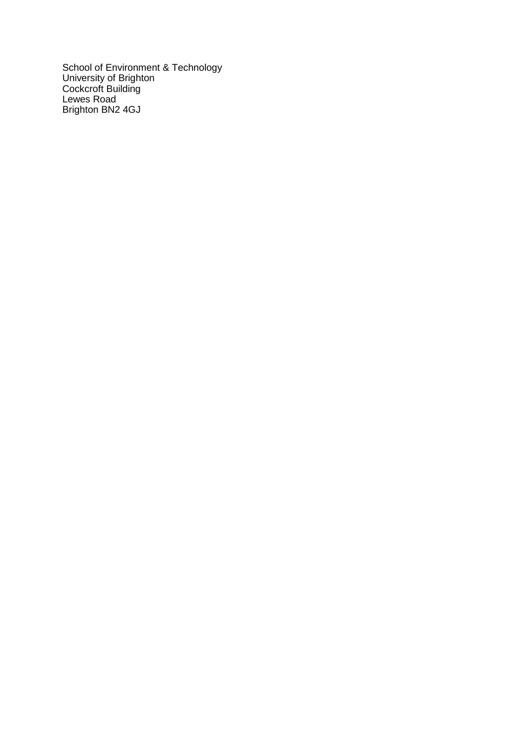School of Environment & Technology
University of Brighton
Cockcroft Building
Lewes Road
Brighton BN2 4GJ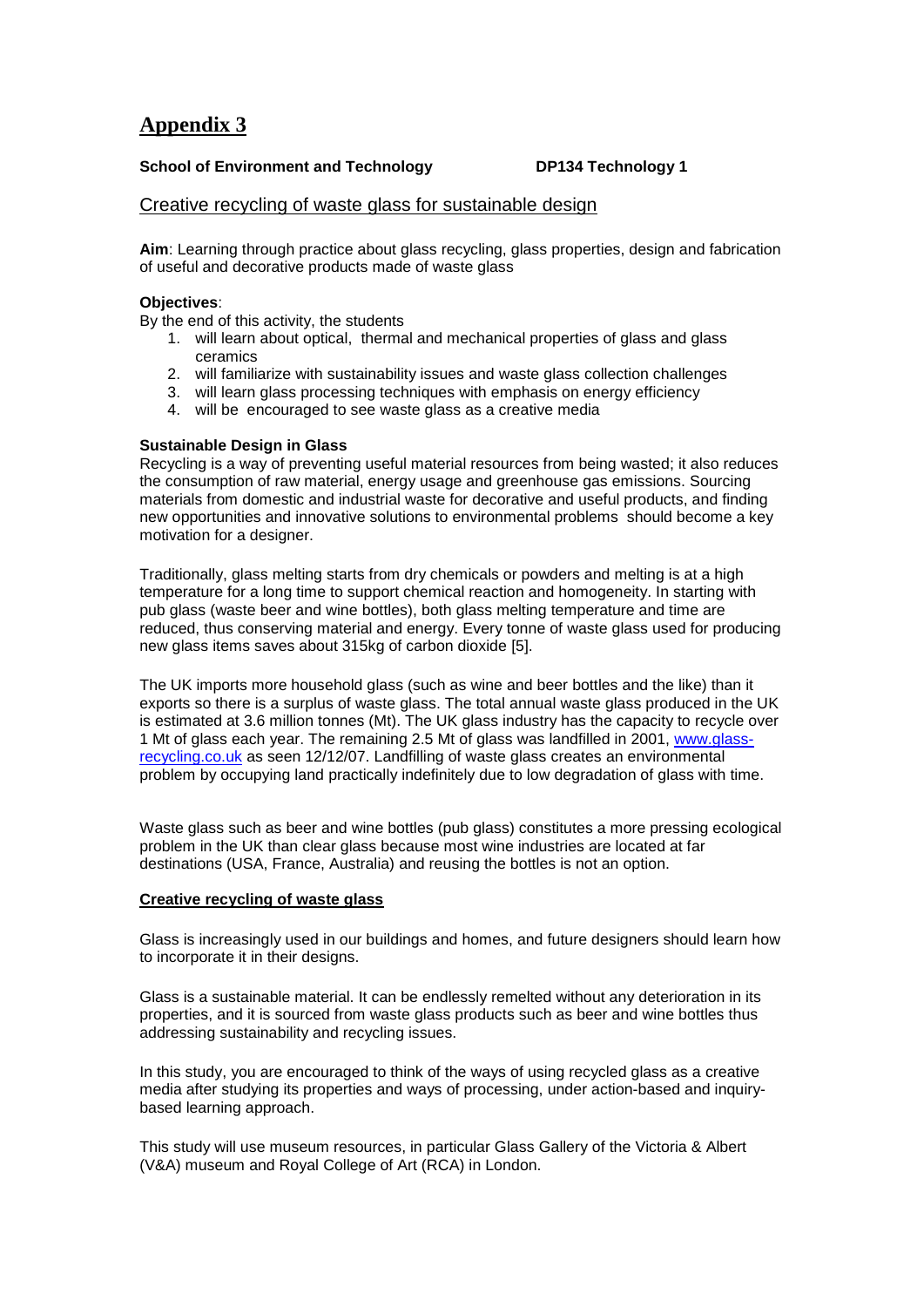# Appendix 3

**School of Environment and Technology** **DP134 Technology 1**

## Creative recycling of waste glass for sustainable design

**Aim**: Learning through practice about glass recycling, glass properties, design and fabrication of useful and decorative products made of waste glass

**Objectives**:

By the end of this activity, the students

1. will learn about optical, thermal and mechanical properties of glass and glass ceramics
2. will familiarize with sustainability issues and waste glass collection challenges
3. will learn glass processing techniques with emphasis on energy efficiency
4. will be encouraged to see waste glass as a creative media

**Sustainable Design in Glass**

Recycling is a way of preventing useful material resources from being wasted; it also reduces the consumption of raw material, energy usage and greenhouse gas emissions. Sourcing materials from domestic and industrial waste for decorative and useful products, and finding new opportunities and innovative solutions to environmental problems should become a key motivation for a designer.

Traditionally, glass melting starts from dry chemicals or powders and melting is at a high temperature for a long time to support chemical reaction and homogeneity. In starting with pub glass (waste beer and wine bottles), both glass melting temperature and time are reduced, thus conserving material and energy. Every tonne of waste glass used for producing new glass items saves about 315kg of carbon dioxide [5].

The UK imports more household glass (such as wine and beer bottles and the like) than it exports so there is a surplus of waste glass. The total annual waste glass produced in the UK is estimated at 3.6 million tonnes (Mt). The UK glass industry has the capacity to recycle over 1 Mt of glass each year. The remaining 2.5 Mt of glass was landfilled in 2001, www.glass-recycling.co.uk as seen 12/12/07. Landfilling of waste glass creates an environmental problem by occupying land practically indefinitely due to low degradation of glass with time.

Waste glass such as beer and wine bottles (pub glass) constitutes a more pressing ecological problem in the UK than clear glass because most wine industries are located at far destinations (USA, France, Australia) and reusing the bottles is not an option.

**Creative recycling of waste glass**

Glass is increasingly used in our buildings and homes, and future designers should learn how to incorporate it in their designs.

Glass is a sustainable material. It can be endlessly remelted without any deterioration in its properties, and it is sourced from waste glass products such as beer and wine bottles thus addressing sustainability and recycling issues.

In this study, you are encouraged to think of the ways of using recycled glass as a creative media after studying its properties and ways of processing, under action-based and inquiry-based learning approach.

This study will use museum resources, in particular Glass Gallery of the Victoria & Albert (V&A) museum and Royal College of Art (RCA) in London.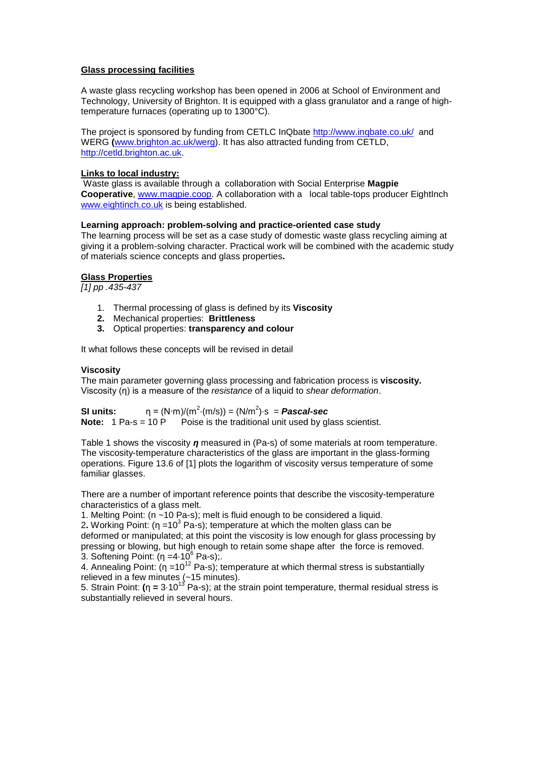**Glass processing facilities**

A waste glass recycling workshop has been opened in 2006 at School of Environment and Technology, University of Brighton. It is equipped with a glass granulator and a range of high-temperature furnaces (operating up to 1300°C).

The project is sponsored by funding from CETLC InQbate http://www.inqbate.co.uk/ and WERG (www.brighton.ac.uk/werg). It has also attracted funding from CETLD, http://cetld.brighton.ac.uk.

**Links to local industry:**

Waste glass is available through a collaboration with Social Enterprise **Magpie Cooperative**, www.magpie.coop. A collaboration with a local table-tops producer EightInch www.eightinch.co.uk is being established.

**Learning approach: problem-solving and practice-oriented case study**

The learning process will be set as a case study of domestic waste glass recycling aiming at giving it a problem-solving character. Practical work will be combined with the academic study of materials science concepts and glass properties**.**

**Glass Properties**

*[1] pp .435-437*

1. Thermal processing of glass is defined by its **Viscosity**
2. Mechanical properties: **Brittleness**
3. Optical properties: **transparency and colour**

It what follows these concepts will be revised in detail

**Viscosity**

The main parameter governing glass processing and fabrication process is **viscosity.** Viscosity (η) is a measure of the *resistance* of a liquid to *shear deformation*.

**SI units:** $\eta = (N\cdot m)/(m^2\cdot(m/s)) = (N/m^2)\cdot s$ = ***Pascal-sec***

**Note:** 1 Pa-s = 10 P Poise is the traditional unit used by glass scientist.

Table 1 shows the viscosity ***η*** measured in (Pa-s) of some materials at room temperature. The viscosity-temperature characteristics of the glass are important in the glass-forming operations. Figure 13.6 of [1] plots the logarithm of viscosity versus temperature of some familiar glasses.

There are a number of important reference points that describe the viscosity-temperature characteristics of a glass melt.

1. Melting Point: ($\eta$ ~10 Pa-s); melt is fluid enough to be considered a liquid.
2. Working Point: ($\eta = 10^3$ Pa-s); temperature at which the molten glass can be deformed or manipulated; at this point the viscosity is low enough for glass processing by pressing or blowing, but high enough to retain some shape after the force is removed.
3. Softening Point: ($\eta = 4\cdot10^6$ Pa-s);.
4. Annealing Point: ($\eta = 10^{12}$ Pa-s); temperature at which thermal stress is substantially relieved in a few minutes (~15 minutes).
5. Strain Point: ($\eta = 3\cdot10^{13}$ Pa-s); at the strain point temperature, thermal residual stress is substantially relieved in several hours.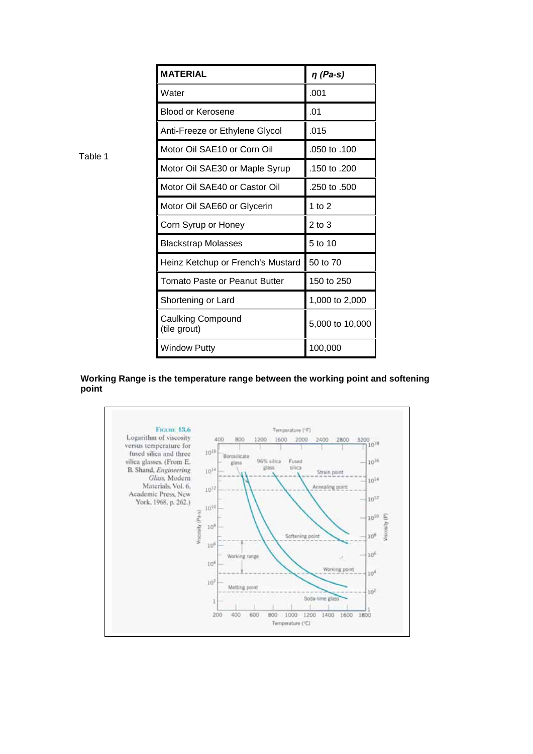Table 1

| MATERIAL | *η (Pa-s)* |
|---|---|
| Water | .001 |
| Blood or Kerosene | .01 |
| Anti-Freeze or Ethylene Glycol | .015 |
| Motor Oil SAE10 or Corn Oil | .050 to .100 |
| Motor Oil SAE30 or Maple Syrup | .150 to .200 |
| Motor Oil SAE40 or Castor Oil | .250 to .500 |
| Motor Oil SAE60 or Glycerin | 1 to 2 |
| Corn Syrup or Honey | 2 to 3 |
| Blackstrap Molasses | 5 to 10 |
| Heinz Ketchup or French's Mustard | 50 to 70 |
| Tomato Paste or Peanut Butter | 150 to 250 |
| Shortening or Lard | 1,000 to 2,000 |
| Caulking Compound (tile grout) | 5,000 to 10,000 |
| Window Putty | 100,000 |

**Working Range is the temperature range between the working point and softening point**

FIGURE 13.6 Logarithm of viscosity versus temperature for fused silica and three silica glasses. (From E. B. Shand, *Engineering Glass*, Modern Materials, Vol. 6, Academic Press, New York, 1968, p. 262.)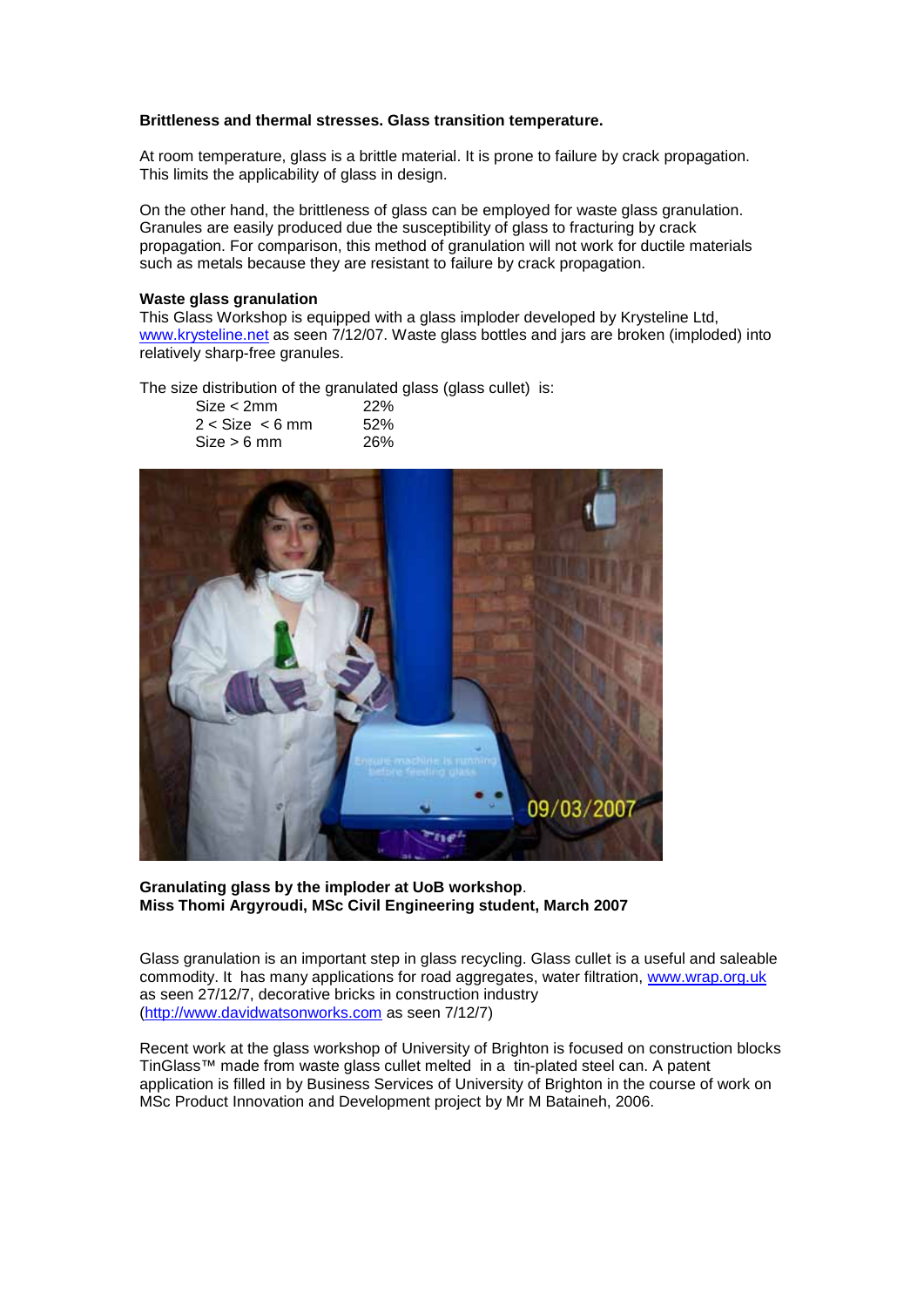**Brittleness and thermal stresses. Glass transition temperature.**

At room temperature, glass is a brittle material. It is prone to failure by crack propagation. This limits the applicability of glass in design.

On the other hand, the brittleness of glass can be employed for waste glass granulation. Granules are easily produced due the susceptibility of glass to fracturing by crack propagation. For comparison, this method of granulation will not work for ductile materials such as metals because they are resistant to failure by crack propagation.

**Waste glass granulation**

This Glass Workshop is equipped with a glass imploder developed by Krysteline Ltd, www.krysteline.net as seen 7/12/07. Waste glass bottles and jars are broken (imploded) into relatively sharp-free granules.

The size distribution of the granulated glass (glass cullet) is:

| | |
|---|---|
| Size < 2mm | 22% |
| 2 < Size < 6 mm | 52% |
| Size > 6 mm | 26% |

**Granulating glass by the imploder at UoB workshop**.
**Miss Thomi Argyroudi, MSc Civil Engineering student, March 2007**

Glass granulation is an important step in glass recycling. Glass cullet is a useful and saleable commodity. It has many applications for road aggregates, water filtration, www.wrap.org.uk as seen 27/12/7, decorative bricks in construction industry (http://www.davidwatsonworks.com as seen 7/12/7)

Recent work at the glass workshop of University of Brighton is focused on construction blocks TinGlass™ made from waste glass cullet melted in a tin-plated steel can. A patent application is filled in by Business Services of University of Brighton in the course of work on MSc Product Innovation and Development project by Mr M Bataineh, 2006.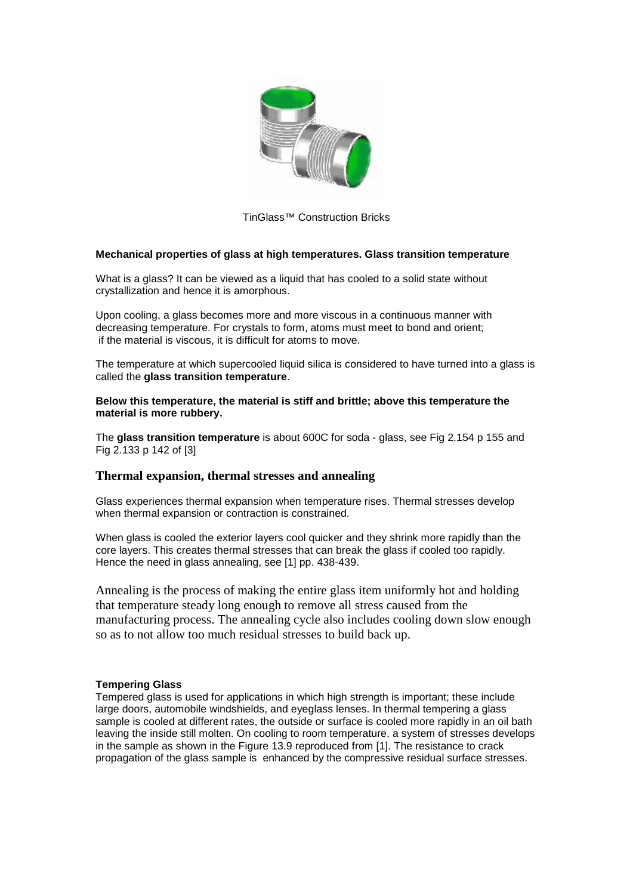TinGlass™ Construction Bricks

**Mechanical properties of glass at high temperatures. Glass transition temperature**

What is a glass? It can be viewed as a liquid that has cooled to a solid state without crystallization and hence it is amorphous.

Upon cooling, a glass becomes more and more viscous in a continuous manner with decreasing temperature. For crystals to form, atoms must meet to bond and orient; if the material is viscous, it is difficult for atoms to move.

The temperature at which supercooled liquid silica is considered to have turned into a glass is called the **glass transition temperature**.

**Below this temperature, the material is stiff and brittle; above this temperature the material is more rubbery.**

The **glass transition temperature** is about 600C for soda - glass, see Fig 2.154 p 155 and Fig 2.133 p 142 of [3]

## Thermal expansion, thermal stresses and annealing

Glass experiences thermal expansion when temperature rises. Thermal stresses develop when thermal expansion or contraction is constrained.

When glass is cooled the exterior layers cool quicker and they shrink more rapidly than the core layers. This creates thermal stresses that can break the glass if cooled too rapidly. Hence the need in glass annealing, see [1] pp. 438-439.

Annealing is the process of making the entire glass item uniformly hot and holding that temperature steady long enough to remove all stress caused from the manufacturing process. The annealing cycle also includes cooling down slow enough so as to not allow too much residual stresses to build back up.

**Tempering Glass**

Tempered glass is used for applications in which high strength is important; these include large doors, automobile windshields, and eyeglass lenses. In thermal tempering a glass sample is cooled at different rates, the outside or surface is cooled more rapidly in an oil bath leaving the inside still molten. On cooling to room temperature, a system of stresses develops in the sample as shown in the Figure 13.9 reproduced from [1]. The resistance to crack propagation of the glass sample is enhanced by the compressive residual surface stresses.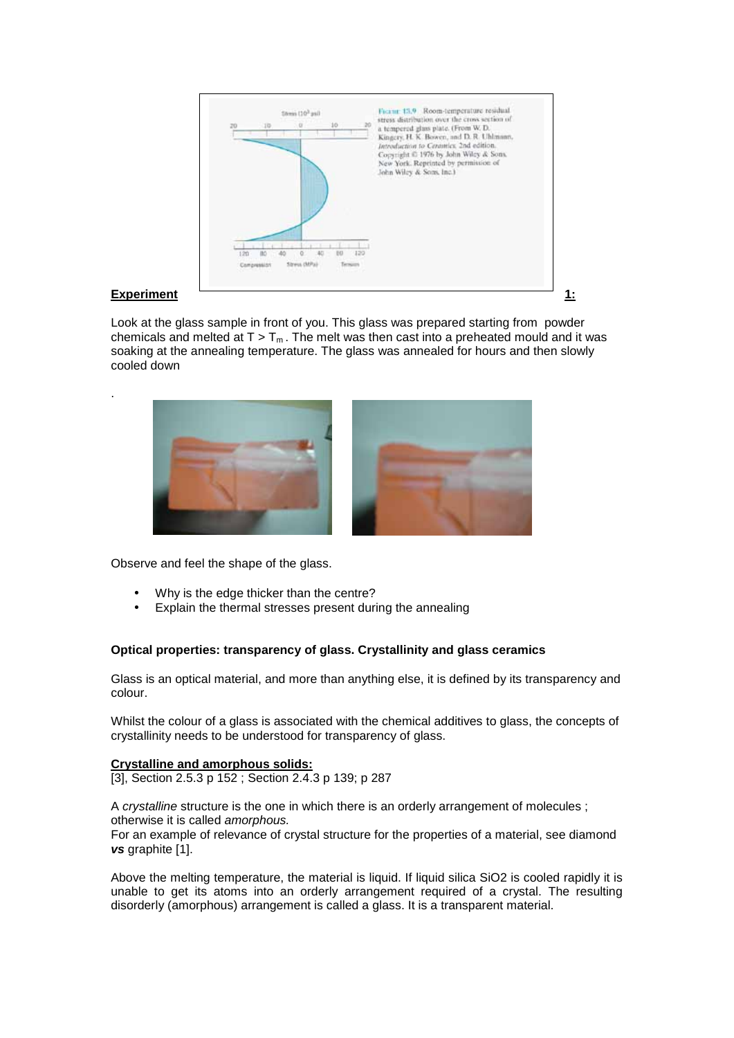**Experiment 1:**

Look at the glass sample in front of you. This glass was prepared starting from powder chemicals and melted at $T > T_m$. The melt was then cast into a preheated mould and it was soaking at the annealing temperature. The glass was annealed for hours and then slowly cooled down

.

Observe and feel the shape of the glass.

- Why is the edge thicker than the centre?
- Explain the thermal stresses present during the annealing

**Optical properties: transparency of glass. Crystallinity and glass ceramics**

Glass is an optical material, and more than anything else, it is defined by its transparency and colour.

Whilst the colour of a glass is associated with the chemical additives to glass, the concepts of crystallinity needs to be understood for transparency of glass.

**Crystalline and amorphous solids:**

[3], Section 2.5.3 p 152 ; Section 2.4.3 p 139; p 287

A *crystalline* structure is the one in which there is an orderly arrangement of molecules ; otherwise it is called *amorphous.*

For an example of relevance of crystal structure for the properties of a material, see diamond ***vs*** graphite [1].

Above the melting temperature, the material is liquid. If liquid silica $SiO_2$ is cooled rapidly it is unable to get its atoms into an orderly arrangement required of a crystal. The resulting disorderly (amorphous) arrangement is called a glass. It is a transparent material.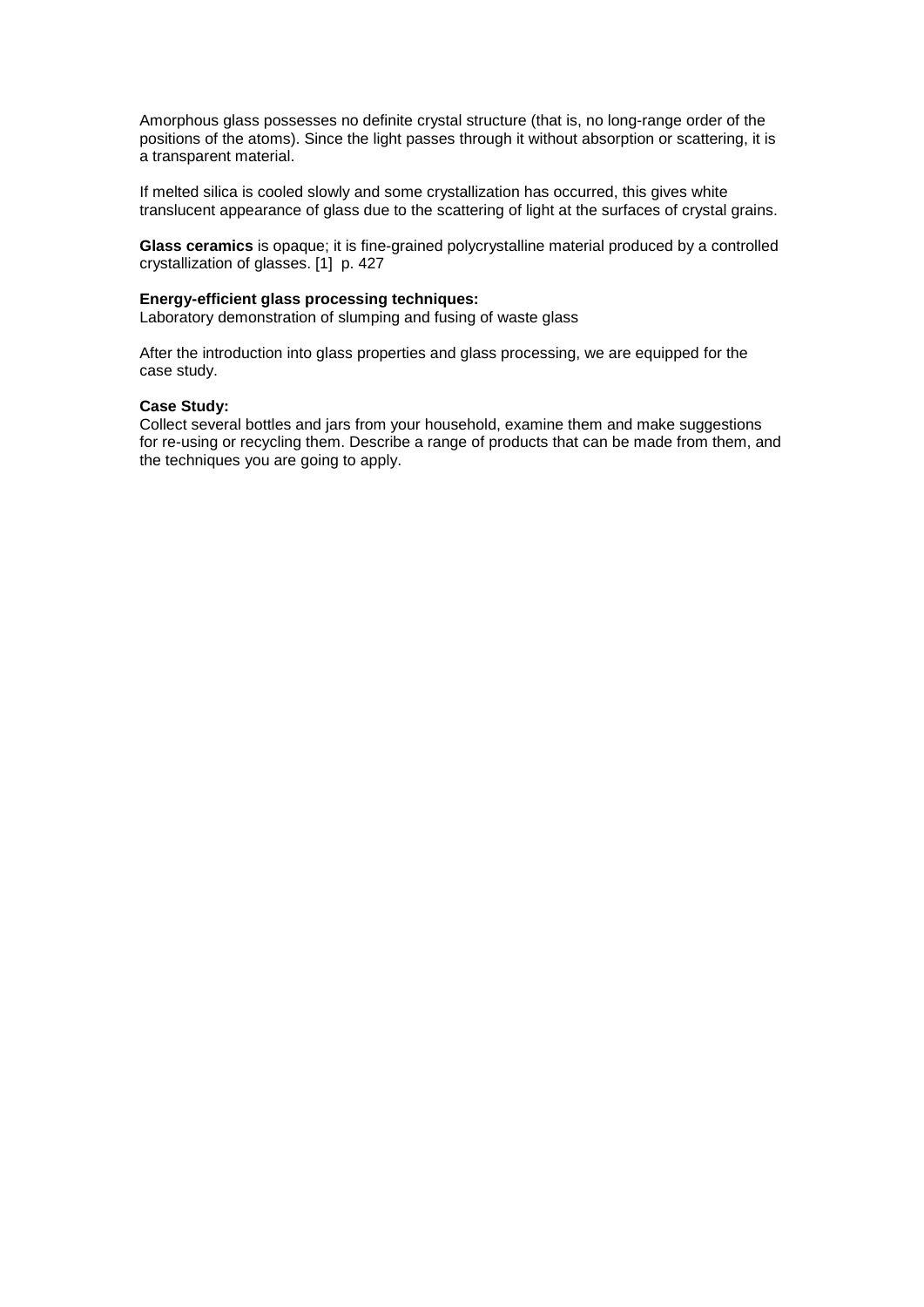Amorphous glass possesses no definite crystal structure (that is, no long-range order of the positions of the atoms). Since the light passes through it without absorption or scattering, it is a transparent material.

If melted silica is cooled slowly and some crystallization has occurred, this gives white translucent appearance of glass due to the scattering of light at the surfaces of crystal grains.

**Glass ceramics** is opaque; it is fine-grained polycrystalline material produced by a controlled crystallization of glasses. [1] p. 427

**Energy-efficient glass processing techniques:**
Laboratory demonstration of slumping and fusing of waste glass

After the introduction into glass properties and glass processing, we are equipped for the case study.

**Case Study:**
Collect several bottles and jars from your household, examine them and make suggestions for re-using or recycling them. Describe a range of products that can be made from them, and the techniques you are going to apply.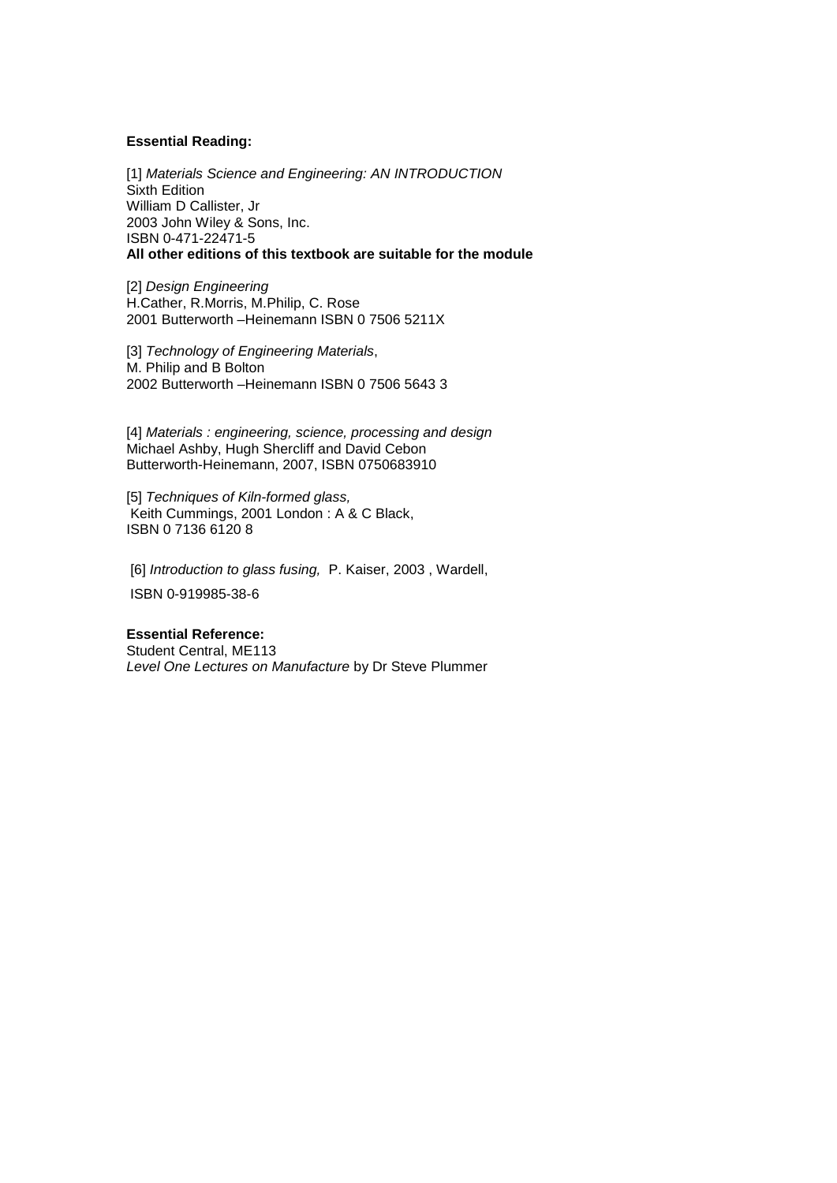**Essential Reading:**

[1] *Materials Science and Engineering: AN INTRODUCTION*
Sixth Edition
William D Callister, Jr
2003 John Wiley & Sons, Inc.
ISBN 0-471-22471-5
**All other editions of this textbook are suitable for the module**

[2] *Design Engineering*
H.Cather, R.Morris, M.Philip, C. Rose
2001 Butterworth –Heinemann ISBN 0 7506 5211X

[3] *Technology of Engineering Materials*,
M. Philip and B Bolton
2002 Butterworth –Heinemann ISBN 0 7506 5643 3

[4] *Materials : engineering, science, processing and design*
Michael Ashby, Hugh Shercliff and David Cebon
Butterworth-Heinemann, 2007, ISBN 0750683910

[5] *Techniques of Kiln-formed glass,*
Keith Cummings, 2001 London : A & C Black,
ISBN 0 7136 6120 8

[6] *Introduction to glass fusing,* P. Kaiser, 2003 , Wardell,

ISBN 0-919985-38-6

**Essential Reference:**
Student Central, ME113
*Level One Lectures on Manufacture* by Dr Steve Plummer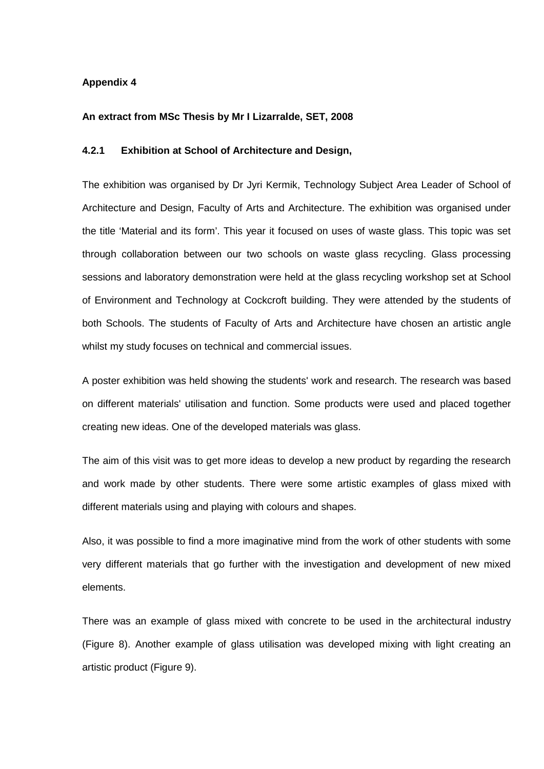**Appendix 4**

**An extract from MSc Thesis by Mr I Lizarralde, SET, 2008**

### 4.2.1 Exhibition at School of Architecture and Design,

The exhibition was organised by Dr Jyri Kermik, Technology Subject Area Leader of School of Architecture and Design, Faculty of Arts and Architecture. The exhibition was organised under the title 'Material and its form'. This year it focused on uses of waste glass. This topic was set through collaboration between our two schools on waste glass recycling. Glass processing sessions and laboratory demonstration were held at the glass recycling workshop set at School of Environment and Technology at Cockcroft building. They were attended by the students of both Schools. The students of Faculty of Arts and Architecture have chosen an artistic angle whilst my study focuses on technical and commercial issues.

A poster exhibition was held showing the students' work and research. The research was based on different materials' utilisation and function. Some products were used and placed together creating new ideas. One of the developed materials was glass.

The aim of this visit was to get more ideas to develop a new product by regarding the research and work made by other students. There were some artistic examples of glass mixed with different materials using and playing with colours and shapes.

Also, it was possible to find a more imaginative mind from the work of other students with some very different materials that go further with the investigation and development of new mixed elements.

There was an example of glass mixed with concrete to be used in the architectural industry (Figure 8). Another example of glass utilisation was developed mixing with light creating an artistic product (Figure 9).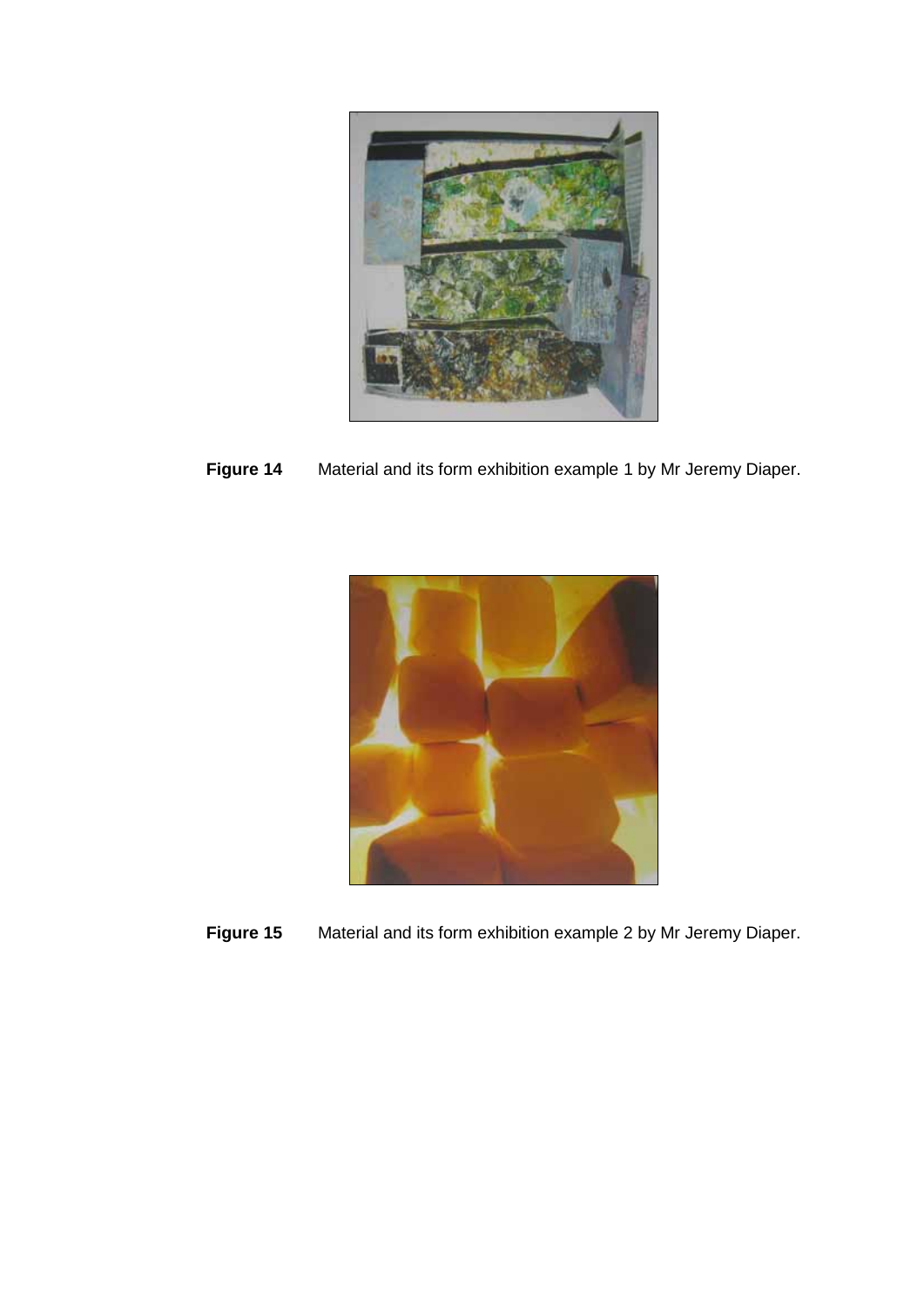**Figure 14** Material and its form exhibition example 1 by Mr Jeremy Diaper.

**Figure 15** Material and its form exhibition example 2 by Mr Jeremy Diaper.